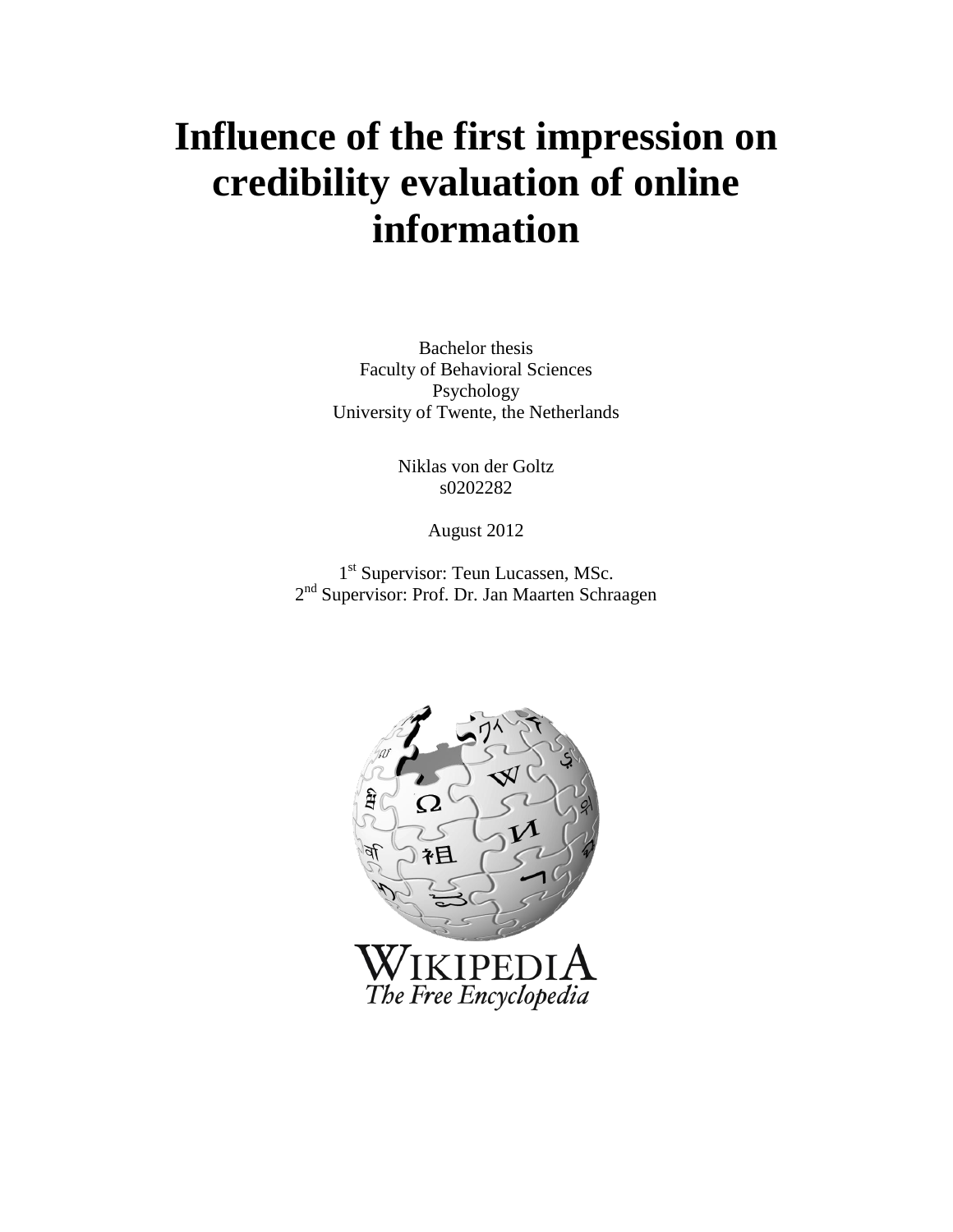# Influence of the first impression on credibility evaluation of online information

Bachelor thesis
Faculty of Behavioral Sciences
Psychology
University of Twente, the Netherlands

Niklas von der Goltz
s0202282

August 2012

1st Supervisor: Teun Lucassen, MSc.
2nd Supervisor: Prof. Dr. Jan Maarten Schraagen

WIKIPEDIA
*The Free Encyclopedia*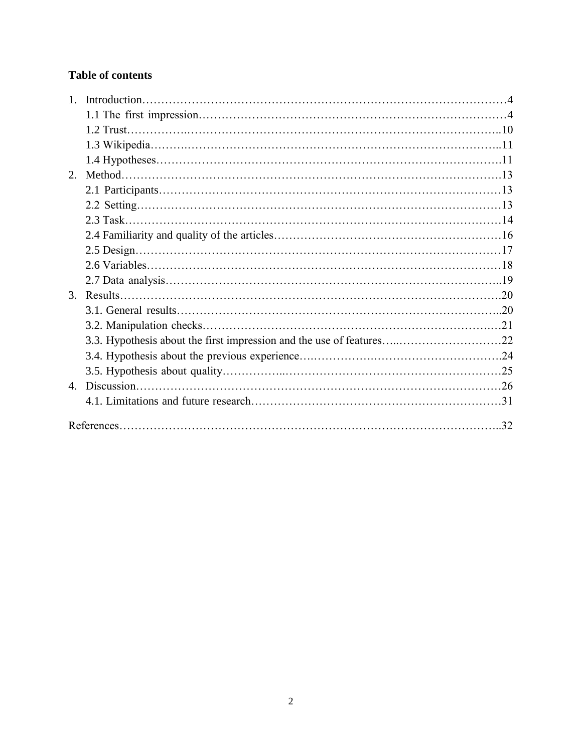**Table of contents**

1. Introduction……………………………………………………………………………………4
    1.1 The first impression………………………………………………………………………4
    1.2 Trust…………………………………………………………………………………………..10
    1.3 Wikipedia……………………………………………………………………………………..11
    1.4 Hypotheses……………………………………………………………………………………11
2. Method……………………………………………………………………………………….13
    2.1 Participants……………………………………………………………………………………13
    2.2 Setting…………………………………………………………………………………………13
    2.3 Task……………………………………………………………………………………………14
    2.4 Familiarity and quality of the articles…………………………………………………………16
    2.5 Design…………………………………………………………………………………………17
    2.6 Variables………………………………………………………………………………………18
    2.7 Data analysis…………………………………………………………………………………..19
3. Results………………………………………………………………………………………….20
    3.1. General results………………………………………………………………………………..20
    3.2. Manipulation checks…………………………………………………………………………21
    3.3. Hypothesis about the first impression and the use of features…..………………………22
    3.4. Hypothesis about the previous experience…..……………..…………………………….24
    3.5. Hypothesis about quality……………...…………………………………………………25
4. Discussion………………………………………………………………………………………26
    4.1. Limitations and future research………………………………………………………………31

References………………………………………………………………………………………..32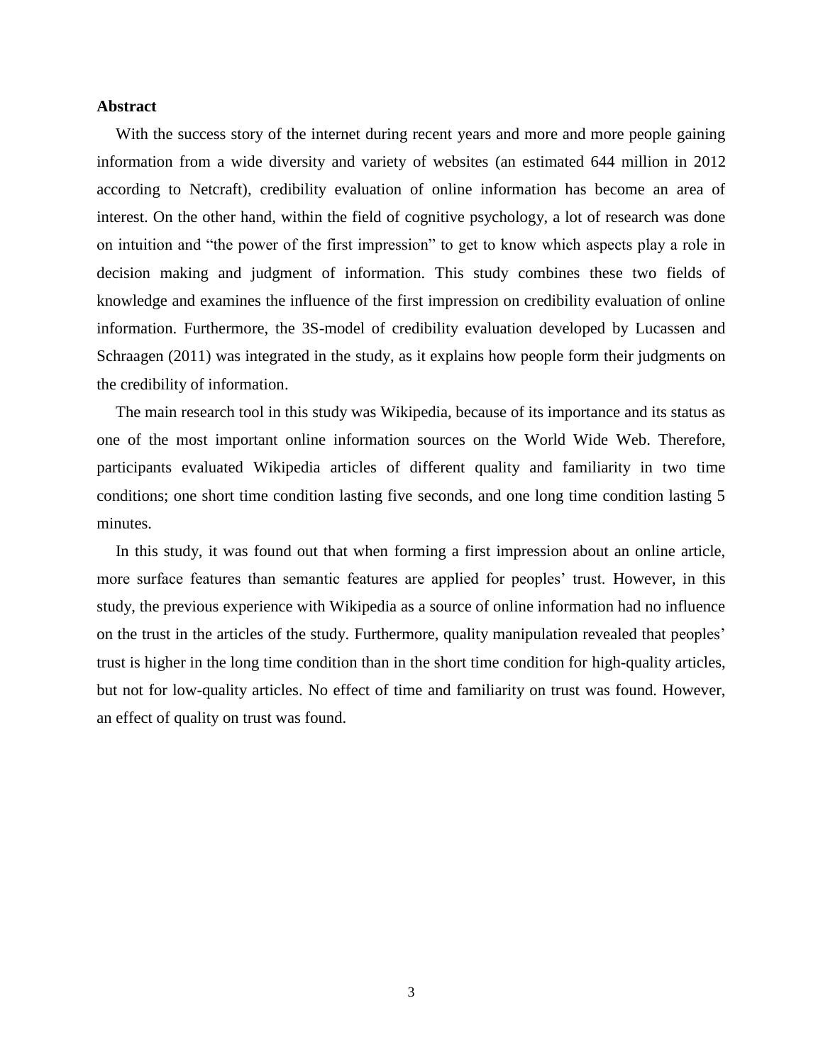**Abstract**

With the success story of the internet during recent years and more and more people gaining information from a wide diversity and variety of websites (an estimated 644 million in 2012 according to Netcraft), credibility evaluation of online information has become an area of interest. On the other hand, within the field of cognitive psychology, a lot of research was done on intuition and "the power of the first impression" to get to know which aspects play a role in decision making and judgment of information. This study combines these two fields of knowledge and examines the influence of the first impression on credibility evaluation of online information. Furthermore, the 3S-model of credibility evaluation developed by Lucassen and Schraagen (2011) was integrated in the study, as it explains how people form their judgments on the credibility of information.

The main research tool in this study was Wikipedia, because of its importance and its status as one of the most important online information sources on the World Wide Web. Therefore, participants evaluated Wikipedia articles of different quality and familiarity in two time conditions; one short time condition lasting five seconds, and one long time condition lasting 5 minutes.

In this study, it was found out that when forming a first impression about an online article, more surface features than semantic features are applied for peoples' trust. However, in this study, the previous experience with Wikipedia as a source of online information had no influence on the trust in the articles of the study. Furthermore, quality manipulation revealed that peoples' trust is higher in the long time condition than in the short time condition for high-quality articles, but not for low-quality articles. No effect of time and familiarity on trust was found. However, an effect of quality on trust was found.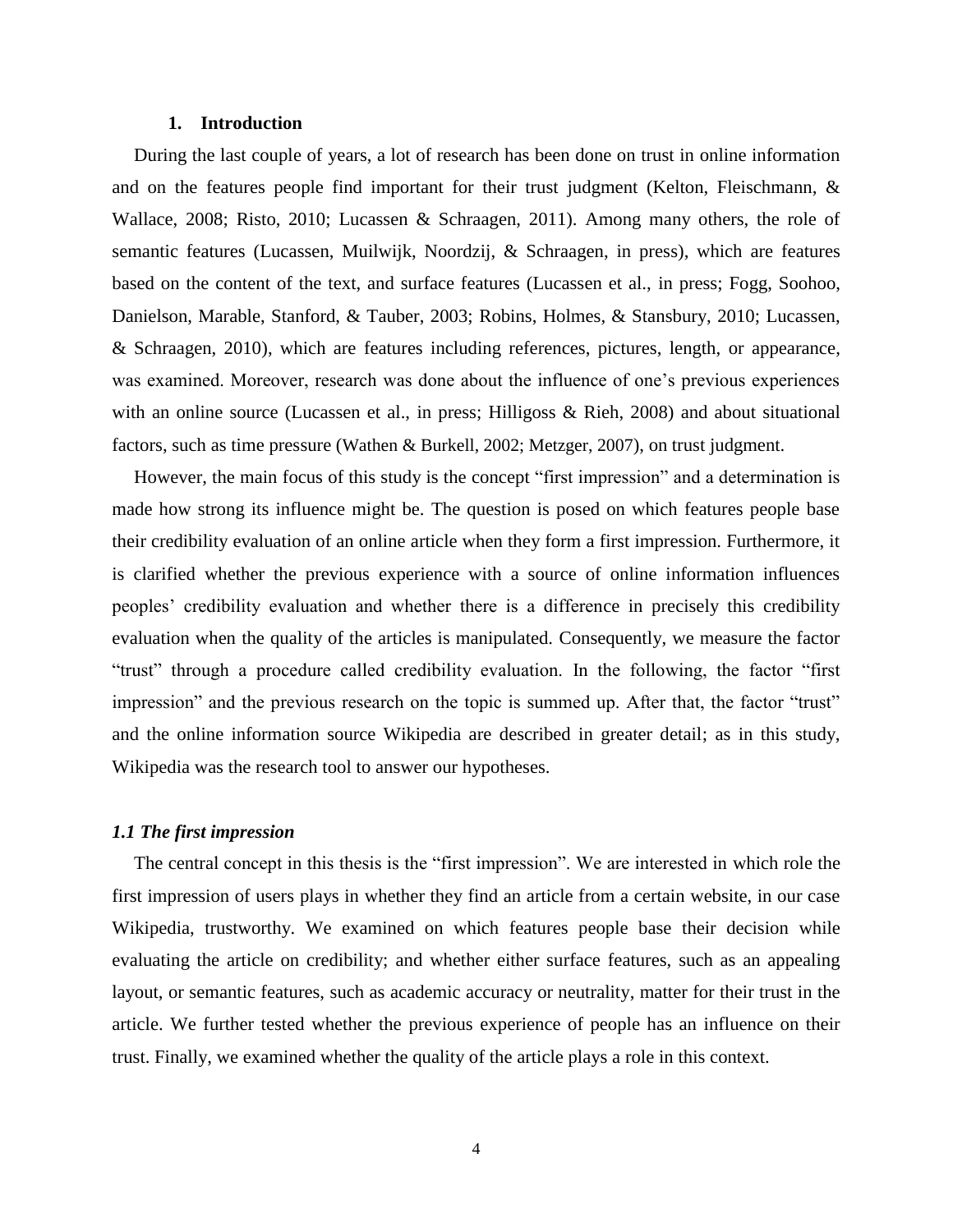## 1. Introduction

During the last couple of years, a lot of research has been done on trust in online information and on the features people find important for their trust judgment (Kelton, Fleischmann, & Wallace, 2008; Risto, 2010; Lucassen & Schraagen, 2011). Among many others, the role of semantic features (Lucassen, Muilwijk, Noordzij, & Schraagen, in press), which are features based on the content of the text, and surface features (Lucassen et al., in press; Fogg, Soohoo, Danielson, Marable, Stanford, & Tauber, 2003; Robins, Holmes, & Stansbury, 2010; Lucassen, & Schraagen, 2010), which are features including references, pictures, length, or appearance, was examined. Moreover, research was done about the influence of one's previous experiences with an online source (Lucassen et al., in press; Hilligoss & Rieh, 2008) and about situational factors, such as time pressure (Wathen & Burkell, 2002; Metzger, 2007), on trust judgment.

However, the main focus of this study is the concept "first impression" and a determination is made how strong its influence might be. The question is posed on which features people base their credibility evaluation of an online article when they form a first impression. Furthermore, it is clarified whether the previous experience with a source of online information influences peoples' credibility evaluation and whether there is a difference in precisely this credibility evaluation when the quality of the articles is manipulated. Consequently, we measure the factor "trust" through a procedure called credibility evaluation. In the following, the factor "first impression" and the previous research on the topic is summed up. After that, the factor "trust" and the online information source Wikipedia are described in greater detail; as in this study, Wikipedia was the research tool to answer our hypotheses.

### *1.1 The first impression*

The central concept in this thesis is the "first impression". We are interested in which role the first impression of users plays in whether they find an article from a certain website, in our case Wikipedia, trustworthy. We examined on which features people base their decision while evaluating the article on credibility; and whether either surface features, such as an appealing layout, or semantic features, such as academic accuracy or neutrality, matter for their trust in the article. We further tested whether the previous experience of people has an influence on their trust. Finally, we examined whether the quality of the article plays a role in this context.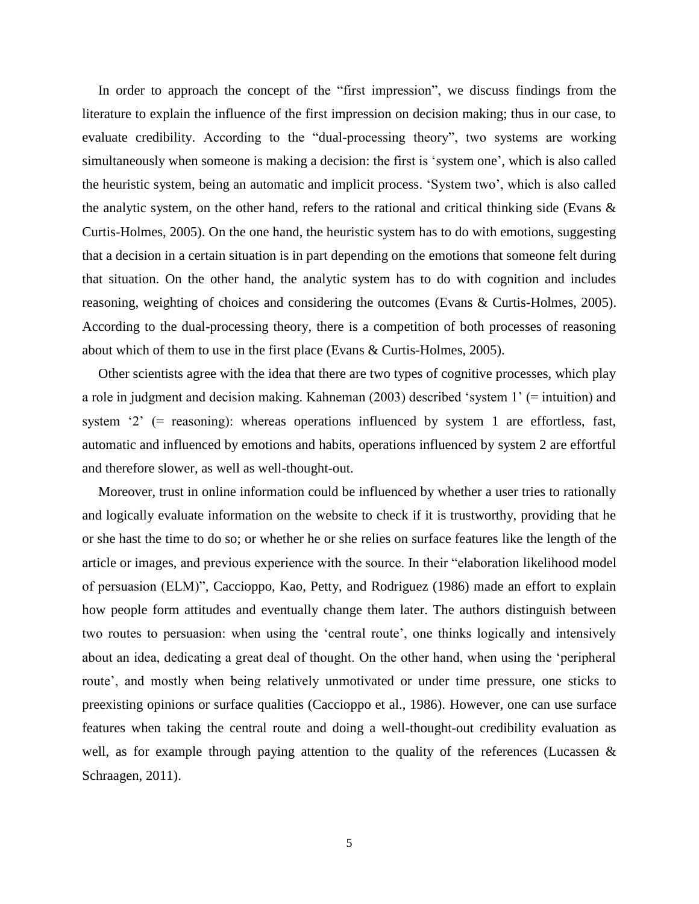In order to approach the concept of the "first impression", we discuss findings from the literature to explain the influence of the first impression on decision making; thus in our case, to evaluate credibility. According to the "dual-processing theory", two systems are working simultaneously when someone is making a decision: the first is 'system one', which is also called the heuristic system, being an automatic and implicit process. 'System two', which is also called the analytic system, on the other hand, refers to the rational and critical thinking side (Evans & Curtis-Holmes, 2005). On the one hand, the heuristic system has to do with emotions, suggesting that a decision in a certain situation is in part depending on the emotions that someone felt during that situation. On the other hand, the analytic system has to do with cognition and includes reasoning, weighting of choices and considering the outcomes (Evans & Curtis-Holmes, 2005). According to the dual-processing theory, there is a competition of both processes of reasoning about which of them to use in the first place (Evans & Curtis-Holmes, 2005).

Other scientists agree with the idea that there are two types of cognitive processes, which play a role in judgment and decision making. Kahneman (2003) described 'system 1' (= intuition) and system '2' (= reasoning): whereas operations influenced by system 1 are effortless, fast, automatic and influenced by emotions and habits, operations influenced by system 2 are effortful and therefore slower, as well as well-thought-out.

Moreover, trust in online information could be influenced by whether a user tries to rationally and logically evaluate information on the website to check if it is trustworthy, providing that he or she hast the time to do so; or whether he or she relies on surface features like the length of the article or images, and previous experience with the source. In their "elaboration likelihood model of persuasion (ELM)", Caccioppo, Kao, Petty, and Rodriguez (1986) made an effort to explain how people form attitudes and eventually change them later. The authors distinguish between two routes to persuasion: when using the 'central route', one thinks logically and intensively about an idea, dedicating a great deal of thought. On the other hand, when using the 'peripheral route', and mostly when being relatively unmotivated or under time pressure, one sticks to preexisting opinions or surface qualities (Caccioppo et al., 1986). However, one can use surface features when taking the central route and doing a well-thought-out credibility evaluation as well, as for example through paying attention to the quality of the references (Lucassen & Schraagen, 2011).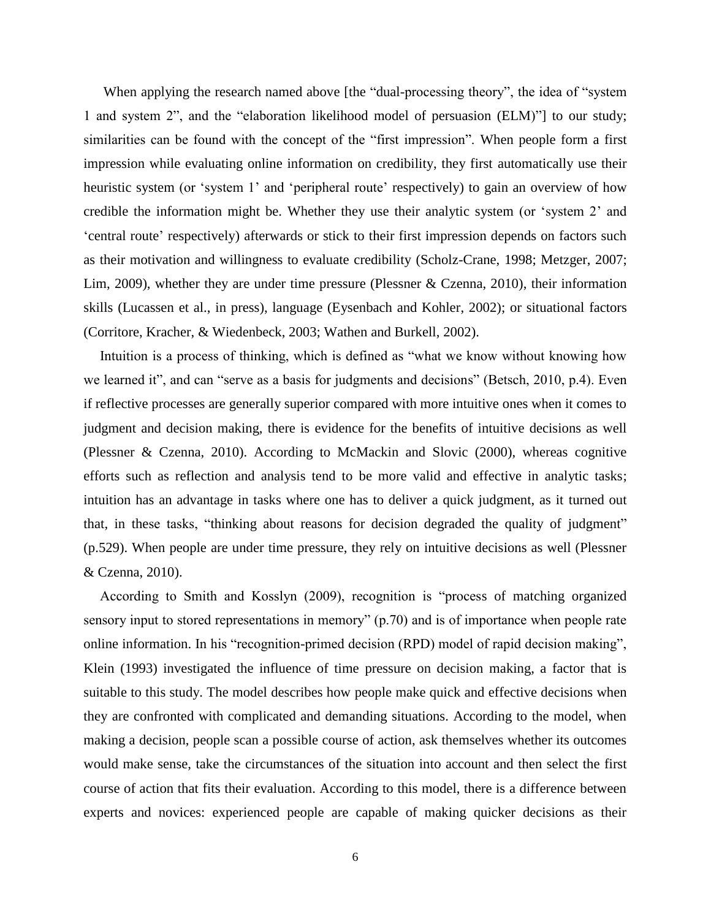When applying the research named above [the "dual-processing theory", the idea of "system 1 and system 2", and the "elaboration likelihood model of persuasion (ELM)"] to our study; similarities can be found with the concept of the "first impression". When people form a first impression while evaluating online information on credibility, they first automatically use their heuristic system (or 'system 1' and 'peripheral route' respectively) to gain an overview of how credible the information might be. Whether they use their analytic system (or 'system 2' and 'central route' respectively) afterwards or stick to their first impression depends on factors such as their motivation and willingness to evaluate credibility (Scholz-Crane, 1998; Metzger, 2007; Lim, 2009), whether they are under time pressure (Plessner & Czenna, 2010), their information skills (Lucassen et al., in press), language (Eysenbach and Kohler, 2002); or situational factors (Corritore, Kracher, & Wiedenbeck, 2003; Wathen and Burkell, 2002).

Intuition is a process of thinking, which is defined as "what we know without knowing how we learned it", and can "serve as a basis for judgments and decisions" (Betsch, 2010, p.4). Even if reflective processes are generally superior compared with more intuitive ones when it comes to judgment and decision making, there is evidence for the benefits of intuitive decisions as well (Plessner & Czenna, 2010). According to McMackin and Slovic (2000), whereas cognitive efforts such as reflection and analysis tend to be more valid and effective in analytic tasks; intuition has an advantage in tasks where one has to deliver a quick judgment, as it turned out that, in these tasks, "thinking about reasons for decision degraded the quality of judgment" (p.529). When people are under time pressure, they rely on intuitive decisions as well (Plessner & Czenna, 2010).

According to Smith and Kosslyn (2009), recognition is "process of matching organized sensory input to stored representations in memory" (p.70) and is of importance when people rate online information. In his "recognition-primed decision (RPD) model of rapid decision making", Klein (1993) investigated the influence of time pressure on decision making, a factor that is suitable to this study. The model describes how people make quick and effective decisions when they are confronted with complicated and demanding situations. According to the model, when making a decision, people scan a possible course of action, ask themselves whether its outcomes would make sense, take the circumstances of the situation into account and then select the first course of action that fits their evaluation. According to this model, there is a difference between experts and novices: experienced people are capable of making quicker decisions as their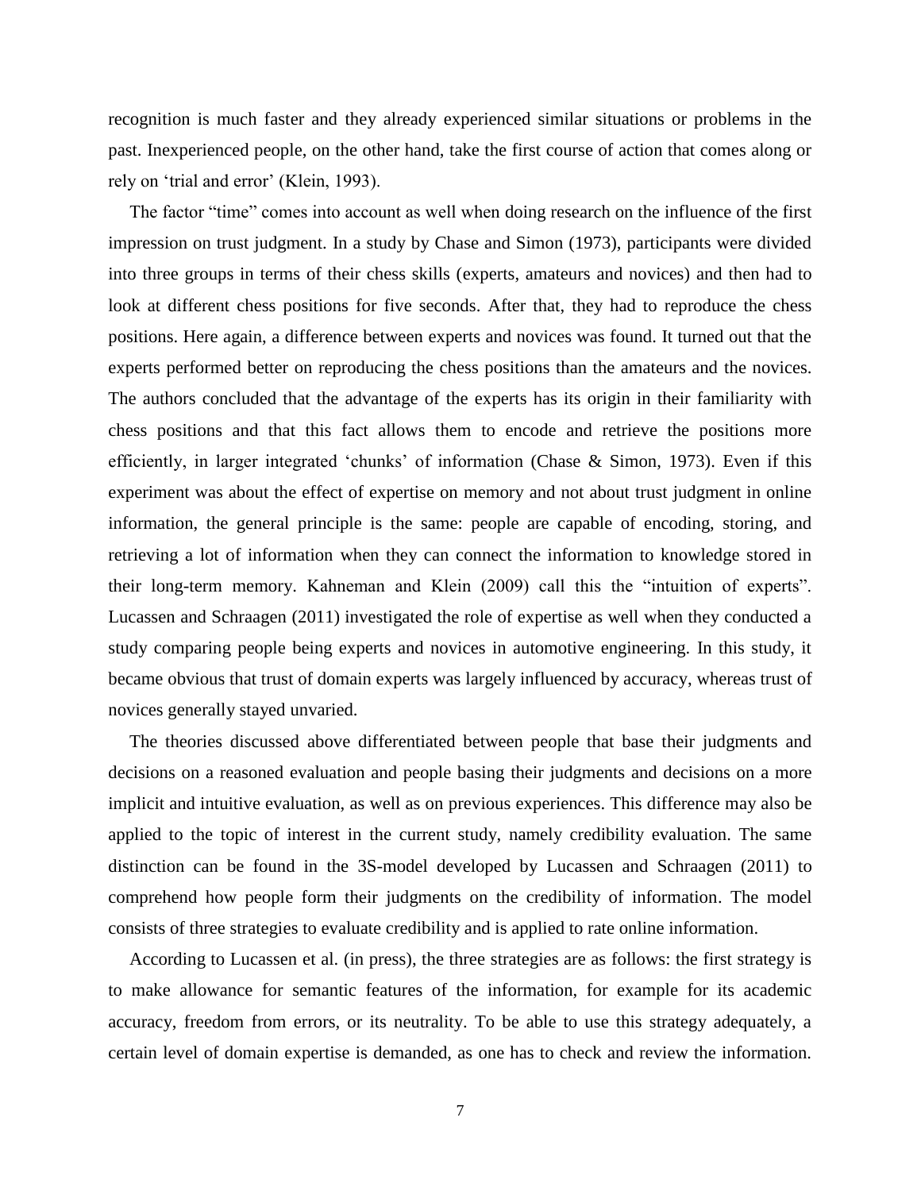recognition is much faster and they already experienced similar situations or problems in the past. Inexperienced people, on the other hand, take the first course of action that comes along or rely on 'trial and error' (Klein, 1993).

The factor "time" comes into account as well when doing research on the influence of the first impression on trust judgment. In a study by Chase and Simon (1973), participants were divided into three groups in terms of their chess skills (experts, amateurs and novices) and then had to look at different chess positions for five seconds. After that, they had to reproduce the chess positions. Here again, a difference between experts and novices was found. It turned out that the experts performed better on reproducing the chess positions than the amateurs and the novices. The authors concluded that the advantage of the experts has its origin in their familiarity with chess positions and that this fact allows them to encode and retrieve the positions more efficiently, in larger integrated 'chunks' of information (Chase & Simon, 1973). Even if this experiment was about the effect of expertise on memory and not about trust judgment in online information, the general principle is the same: people are capable of encoding, storing, and retrieving a lot of information when they can connect the information to knowledge stored in their long-term memory. Kahneman and Klein (2009) call this the "intuition of experts". Lucassen and Schraagen (2011) investigated the role of expertise as well when they conducted a study comparing people being experts and novices in automotive engineering. In this study, it became obvious that trust of domain experts was largely influenced by accuracy, whereas trust of novices generally stayed unvaried.

The theories discussed above differentiated between people that base their judgments and decisions on a reasoned evaluation and people basing their judgments and decisions on a more implicit and intuitive evaluation, as well as on previous experiences. This difference may also be applied to the topic of interest in the current study, namely credibility evaluation. The same distinction can be found in the 3S-model developed by Lucassen and Schraagen (2011) to comprehend how people form their judgments on the credibility of information. The model consists of three strategies to evaluate credibility and is applied to rate online information.

According to Lucassen et al. (in press), the three strategies are as follows: the first strategy is to make allowance for semantic features of the information, for example for its academic accuracy, freedom from errors, or its neutrality. To be able to use this strategy adequately, a certain level of domain expertise is demanded, as one has to check and review the information.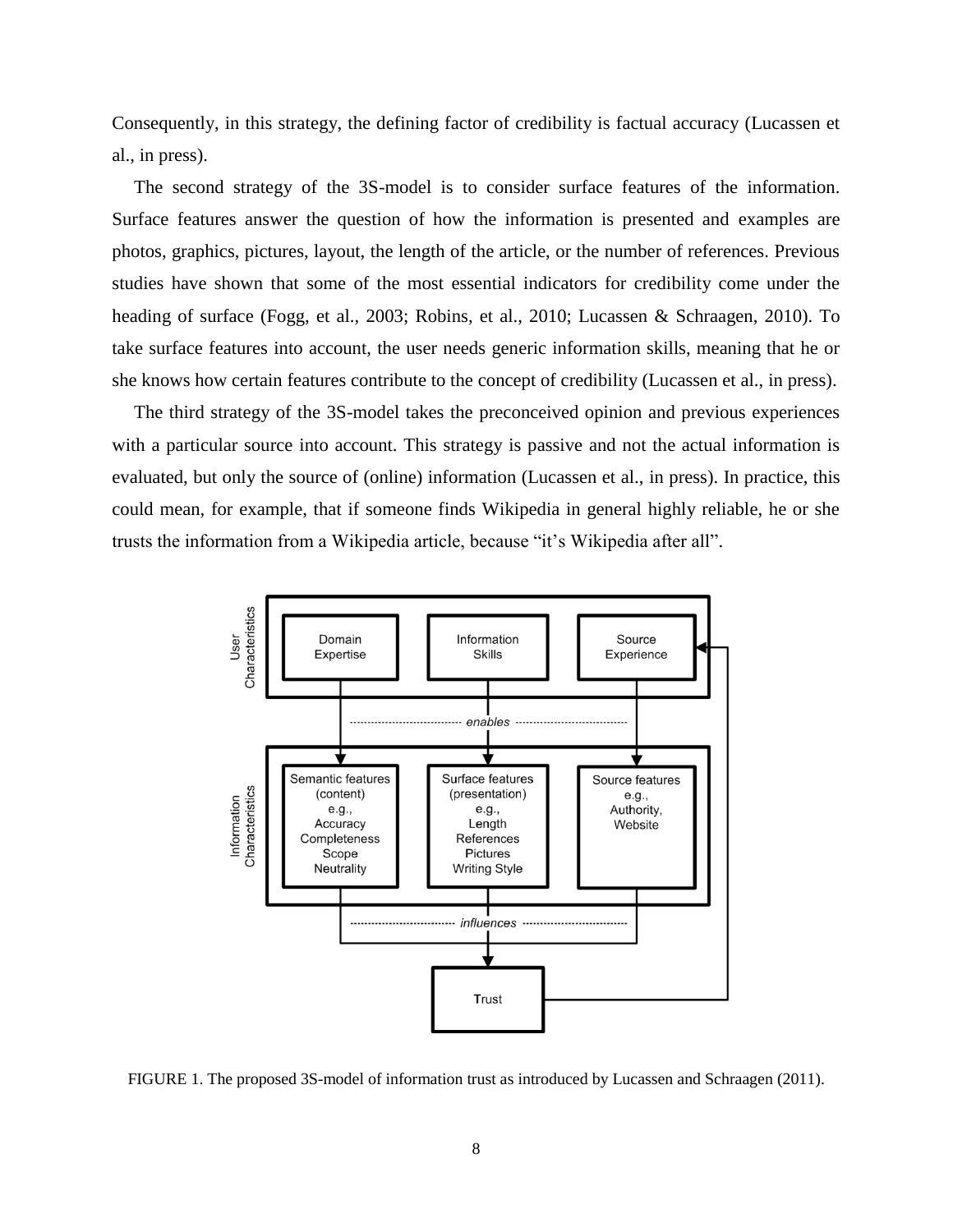Consequently, in this strategy, the defining factor of credibility is factual accuracy (Lucassen et al., in press).

The second strategy of the 3S-model is to consider surface features of the information. Surface features answer the question of how the information is presented and examples are photos, graphics, pictures, layout, the length of the article, or the number of references. Previous studies have shown that some of the most essential indicators for credibility come under the heading of surface (Fogg, et al., 2003; Robins, et al., 2010; Lucassen & Schraagen, 2010). To take surface features into account, the user needs generic information skills, meaning that he or she knows how certain features contribute to the concept of credibility (Lucassen et al., in press).

The third strategy of the 3S-model takes the preconceived opinion and previous experiences with a particular source into account. This strategy is passive and not the actual information is evaluated, but only the source of (online) information (Lucassen et al., in press). In practice, this could mean, for example, that if someone finds Wikipedia in general highly reliable, he or she trusts the information from a Wikipedia article, because "it's Wikipedia after all".

FIGURE 1. The proposed 3S-model of information trust as introduced by Lucassen and Schraagen (2011).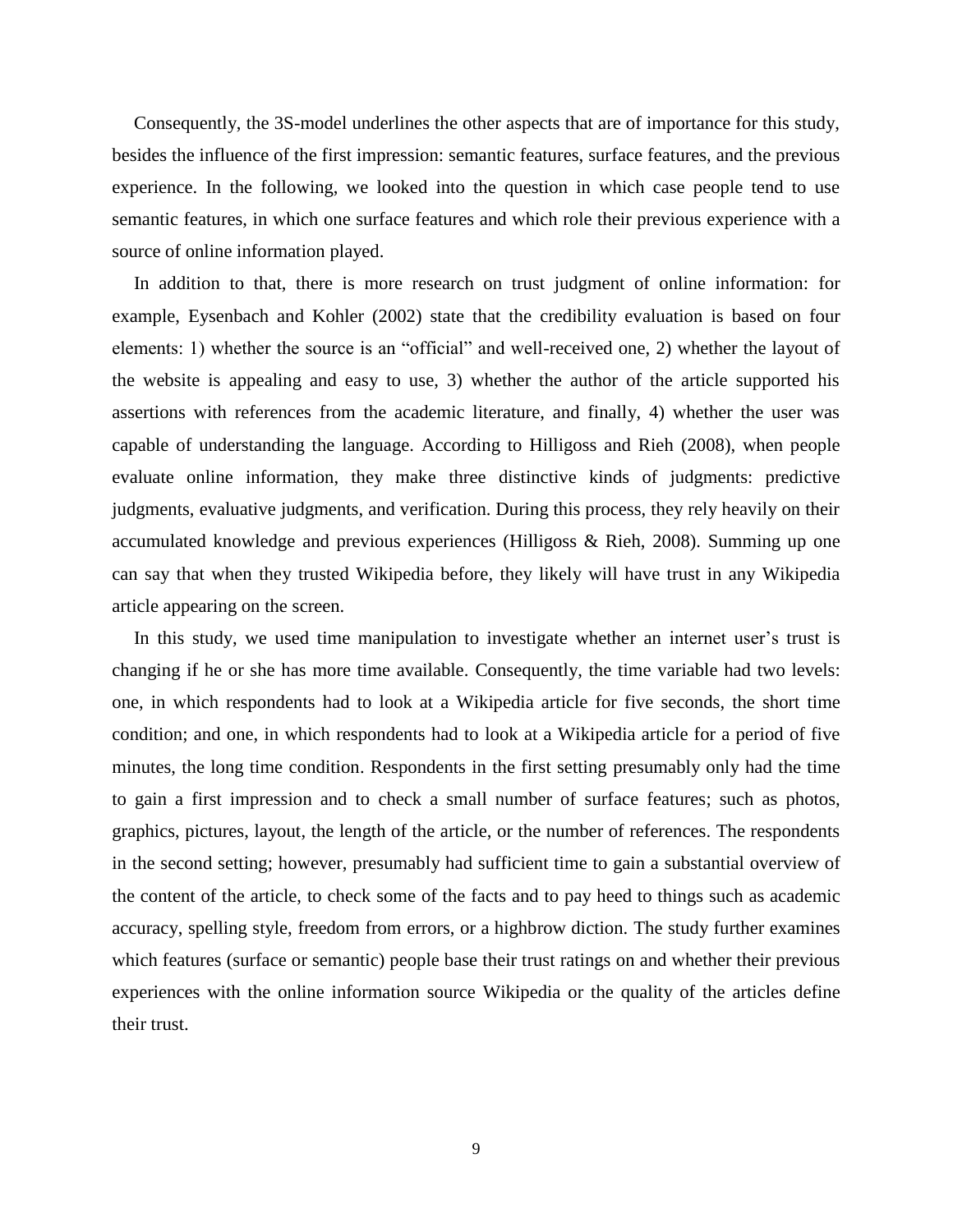Consequently, the 3S-model underlines the other aspects that are of importance for this study, besides the influence of the first impression: semantic features, surface features, and the previous experience. In the following, we looked into the question in which case people tend to use semantic features, in which one surface features and which role their previous experience with a source of online information played.

In addition to that, there is more research on trust judgment of online information: for example, Eysenbach and Kohler (2002) state that the credibility evaluation is based on four elements: 1) whether the source is an "official" and well-received one, 2) whether the layout of the website is appealing and easy to use, 3) whether the author of the article supported his assertions with references from the academic literature, and finally, 4) whether the user was capable of understanding the language. According to Hilligoss and Rieh (2008), when people evaluate online information, they make three distinctive kinds of judgments: predictive judgments, evaluative judgments, and verification. During this process, they rely heavily on their accumulated knowledge and previous experiences (Hilligoss & Rieh, 2008). Summing up one can say that when they trusted Wikipedia before, they likely will have trust in any Wikipedia article appearing on the screen.

In this study, we used time manipulation to investigate whether an internet user's trust is changing if he or she has more time available. Consequently, the time variable had two levels: one, in which respondents had to look at a Wikipedia article for five seconds, the short time condition; and one, in which respondents had to look at a Wikipedia article for a period of five minutes, the long time condition. Respondents in the first setting presumably only had the time to gain a first impression and to check a small number of surface features; such as photos, graphics, pictures, layout, the length of the article, or the number of references. The respondents in the second setting; however, presumably had sufficient time to gain a substantial overview of the content of the article, to check some of the facts and to pay heed to things such as academic accuracy, spelling style, freedom from errors, or a highbrow diction. The study further examines which features (surface or semantic) people base their trust ratings on and whether their previous experiences with the online information source Wikipedia or the quality of the articles define their trust.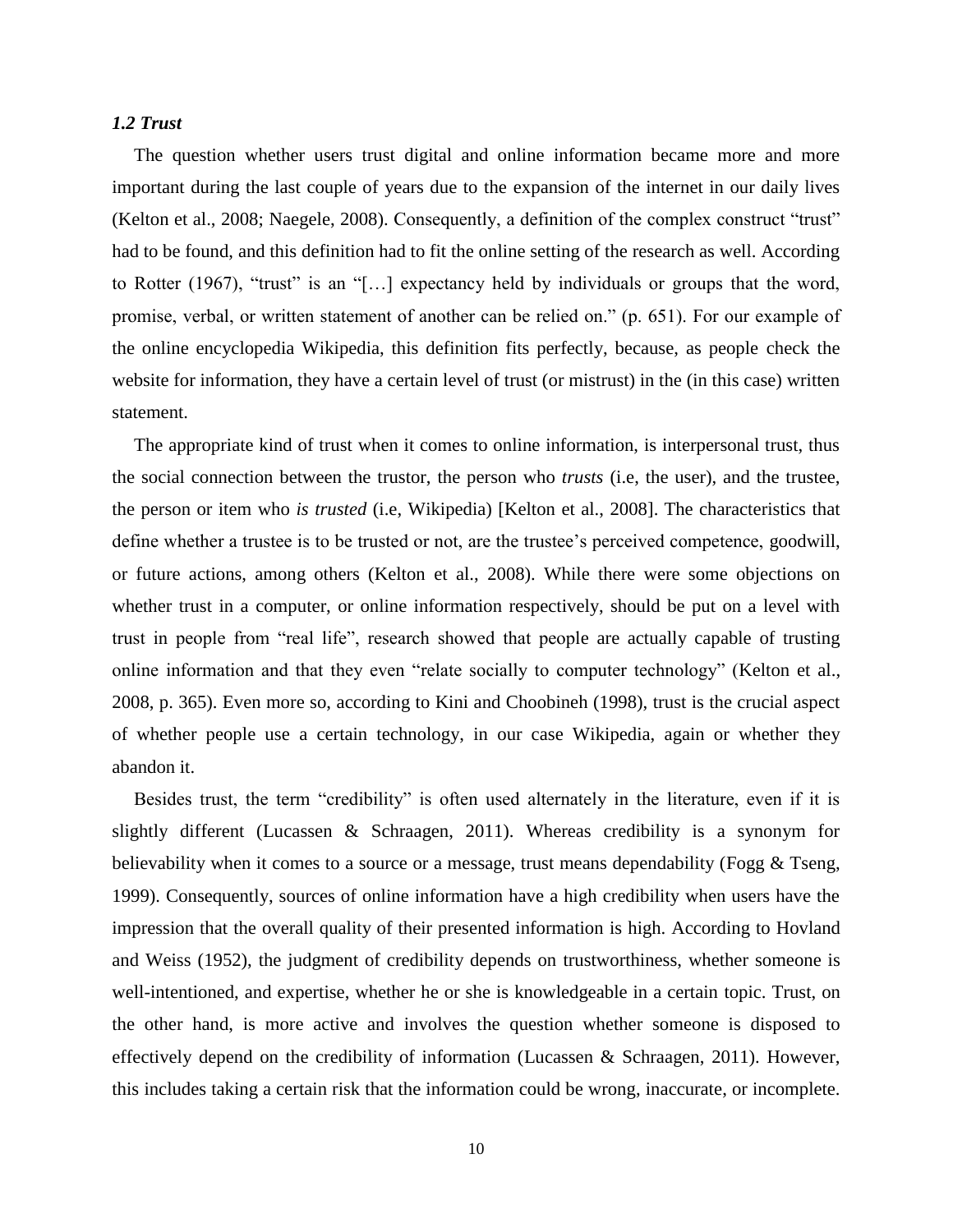### *1.2 Trust*

The question whether users trust digital and online information became more and more important during the last couple of years due to the expansion of the internet in our daily lives (Kelton et al., 2008; Naegele, 2008). Consequently, a definition of the complex construct "trust" had to be found, and this definition had to fit the online setting of the research as well. According to Rotter (1967), "trust" is an "[…] expectancy held by individuals or groups that the word, promise, verbal, or written statement of another can be relied on." (p. 651). For our example of the online encyclopedia Wikipedia, this definition fits perfectly, because, as people check the website for information, they have a certain level of trust (or mistrust) in the (in this case) written statement.

The appropriate kind of trust when it comes to online information, is interpersonal trust, thus the social connection between the trustor, the person who *trusts* (i.e, the user), and the trustee, the person or item who *is trusted* (i.e, Wikipedia) [Kelton et al., 2008]. The characteristics that define whether a trustee is to be trusted or not, are the trustee's perceived competence, goodwill, or future actions, among others (Kelton et al., 2008). While there were some objections on whether trust in a computer, or online information respectively, should be put on a level with trust in people from "real life", research showed that people are actually capable of trusting online information and that they even "relate socially to computer technology" (Kelton et al., 2008, p. 365). Even more so, according to Kini and Choobineh (1998), trust is the crucial aspect of whether people use a certain technology, in our case Wikipedia, again or whether they abandon it.

Besides trust, the term "credibility" is often used alternately in the literature, even if it is slightly different (Lucassen & Schraagen, 2011). Whereas credibility is a synonym for believability when it comes to a source or a message, trust means dependability (Fogg & Tseng, 1999). Consequently, sources of online information have a high credibility when users have the impression that the overall quality of their presented information is high. According to Hovland and Weiss (1952), the judgment of credibility depends on trustworthiness, whether someone is well-intentioned, and expertise, whether he or she is knowledgeable in a certain topic. Trust, on the other hand, is more active and involves the question whether someone is disposed to effectively depend on the credibility of information (Lucassen & Schraagen, 2011). However, this includes taking a certain risk that the information could be wrong, inaccurate, or incomplete.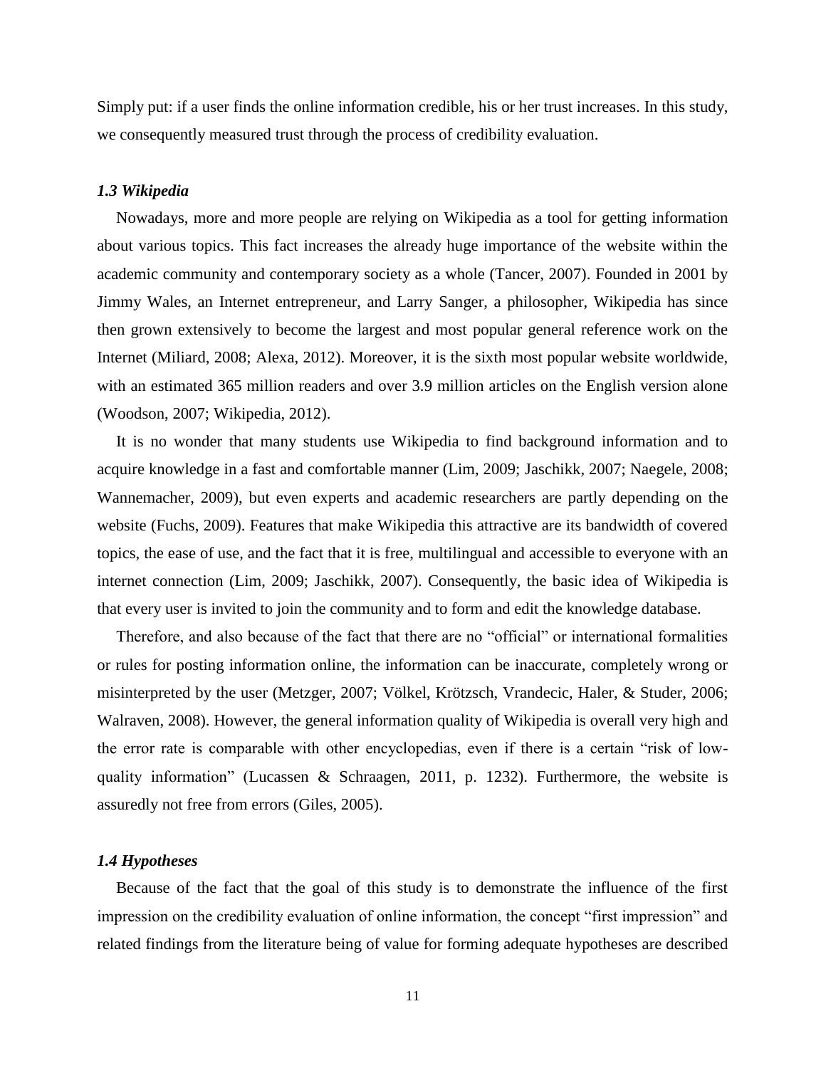Simply put: if a user finds the online information credible, his or her trust increases. In this study, we consequently measured trust through the process of credibility evaluation.

### *1.3 Wikipedia*

Nowadays, more and more people are relying on Wikipedia as a tool for getting information about various topics. This fact increases the already huge importance of the website within the academic community and contemporary society as a whole (Tancer, 2007). Founded in 2001 by Jimmy Wales, an Internet entrepreneur, and Larry Sanger, a philosopher, Wikipedia has since then grown extensively to become the largest and most popular general reference work on the Internet (Miliard, 2008; Alexa, 2012). Moreover, it is the sixth most popular website worldwide, with an estimated 365 million readers and over 3.9 million articles on the English version alone (Woodson, 2007; Wikipedia, 2012).

It is no wonder that many students use Wikipedia to find background information and to acquire knowledge in a fast and comfortable manner (Lim, 2009; Jaschikk, 2007; Naegele, 2008; Wannemacher, 2009), but even experts and academic researchers are partly depending on the website (Fuchs, 2009). Features that make Wikipedia this attractive are its bandwidth of covered topics, the ease of use, and the fact that it is free, multilingual and accessible to everyone with an internet connection (Lim, 2009; Jaschikk, 2007). Consequently, the basic idea of Wikipedia is that every user is invited to join the community and to form and edit the knowledge database.

Therefore, and also because of the fact that there are no "official" or international formalities or rules for posting information online, the information can be inaccurate, completely wrong or misinterpreted by the user (Metzger, 2007; Völkel, Krötzsch, Vrandecic, Haler, & Studer, 2006; Walraven, 2008). However, the general information quality of Wikipedia is overall very high and the error rate is comparable with other encyclopedias, even if there is a certain "risk of low-quality information" (Lucassen & Schraagen, 2011, p. 1232). Furthermore, the website is assuredly not free from errors (Giles, 2005).

### *1.4 Hypotheses*

Because of the fact that the goal of this study is to demonstrate the influence of the first impression on the credibility evaluation of online information, the concept "first impression" and related findings from the literature being of value for forming adequate hypotheses are described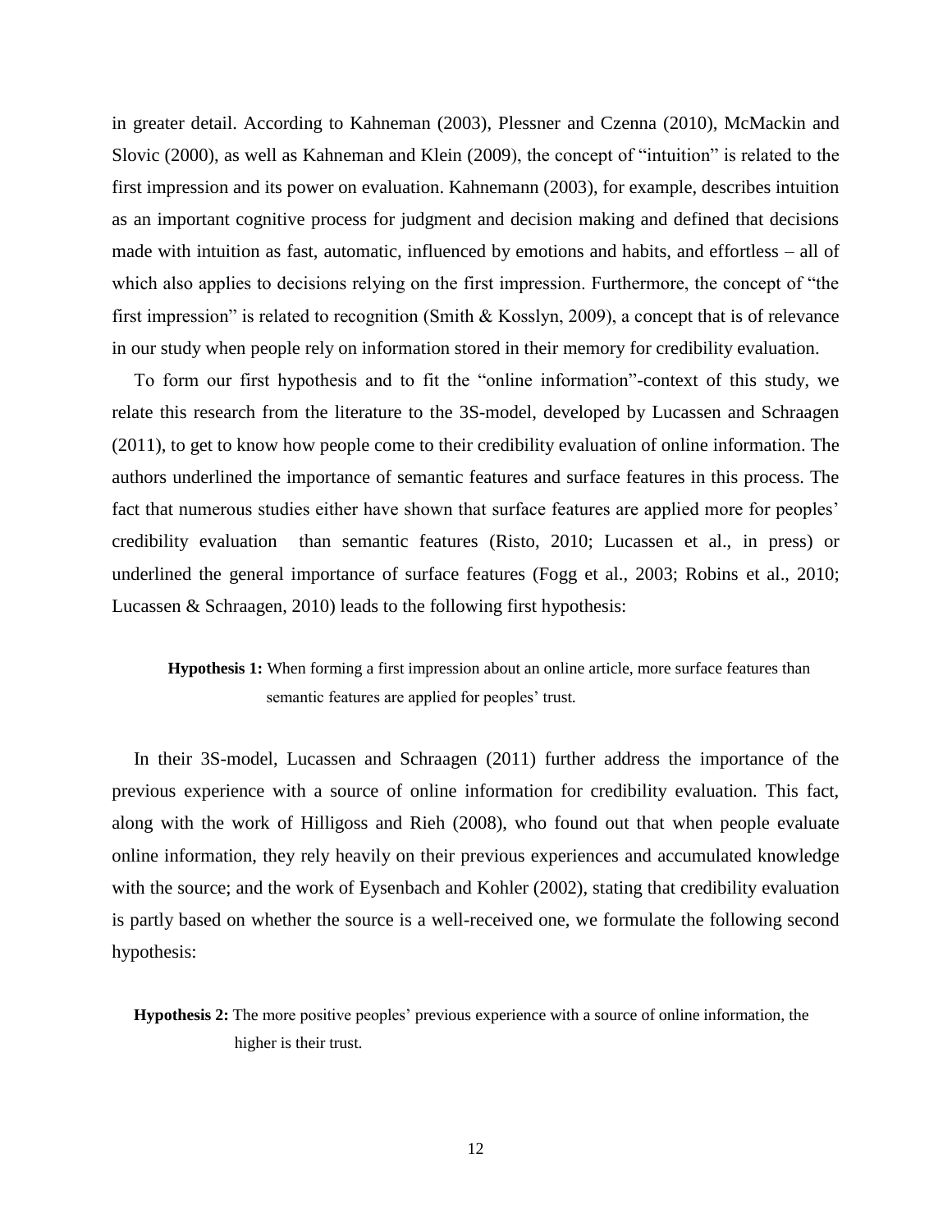in greater detail. According to Kahneman (2003), Plessner and Czenna (2010), McMackin and Slovic (2000), as well as Kahneman and Klein (2009), the concept of "intuition" is related to the first impression and its power on evaluation. Kahnemann (2003), for example, describes intuition as an important cognitive process for judgment and decision making and defined that decisions made with intuition as fast, automatic, influenced by emotions and habits, and effortless – all of which also applies to decisions relying on the first impression. Furthermore, the concept of "the first impression" is related to recognition (Smith & Kosslyn, 2009), a concept that is of relevance in our study when people rely on information stored in their memory for credibility evaluation.

To form our first hypothesis and to fit the "online information"-context of this study, we relate this research from the literature to the 3S-model, developed by Lucassen and Schraagen (2011), to get to know how people come to their credibility evaluation of online information. The authors underlined the importance of semantic features and surface features in this process. The fact that numerous studies either have shown that surface features are applied more for peoples' credibility evaluation than semantic features (Risto, 2010; Lucassen et al., in press) or underlined the general importance of surface features (Fogg et al., 2003; Robins et al., 2010; Lucassen & Schraagen, 2010) leads to the following first hypothesis:

**Hypothesis 1:** When forming a first impression about an online article, more surface features than semantic features are applied for peoples' trust.

In their 3S-model, Lucassen and Schraagen (2011) further address the importance of the previous experience with a source of online information for credibility evaluation. This fact, along with the work of Hilligoss and Rieh (2008), who found out that when people evaluate online information, they rely heavily on their previous experiences and accumulated knowledge with the source; and the work of Eysenbach and Kohler (2002), stating that credibility evaluation is partly based on whether the source is a well-received one, we formulate the following second hypothesis:

**Hypothesis 2:** The more positive peoples' previous experience with a source of online information, the higher is their trust.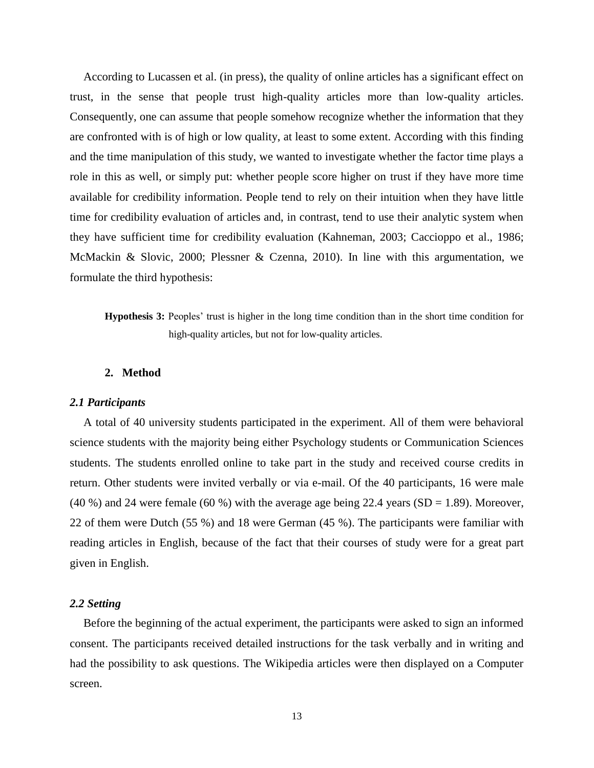According to Lucassen et al. (in press), the quality of online articles has a significant effect on trust, in the sense that people trust high-quality articles more than low-quality articles. Consequently, one can assume that people somehow recognize whether the information that they are confronted with is of high or low quality, at least to some extent. According with this finding and the time manipulation of this study, we wanted to investigate whether the factor time plays a role in this as well, or simply put: whether people score higher on trust if they have more time available for credibility information. People tend to rely on their intuition when they have little time for credibility evaluation of articles and, in contrast, tend to use their analytic system when they have sufficient time for credibility evaluation (Kahneman, 2003; Caccioppo et al., 1986; McMackin & Slovic, 2000; Plessner & Czenna, 2010). In line with this argumentation, we formulate the third hypothesis:

> **Hypothesis 3:** Peoples' trust is higher in the long time condition than in the short time condition for high-quality articles, but not for low-quality articles.

## 2. Method

### *2.1 Participants*

A total of 40 university students participated in the experiment. All of them were behavioral science students with the majority being either Psychology students or Communication Sciences students. The students enrolled online to take part in the study and received course credits in return. Other students were invited verbally or via e-mail. Of the 40 participants, 16 were male (40 %) and 24 were female (60 %) with the average age being 22.4 years (SD = 1.89). Moreover, 22 of them were Dutch (55 %) and 18 were German (45 %). The participants were familiar with reading articles in English, because of the fact that their courses of study were for a great part given in English.

### *2.2 Setting*

Before the beginning of the actual experiment, the participants were asked to sign an informed consent. The participants received detailed instructions for the task verbally and in writing and had the possibility to ask questions. The Wikipedia articles were then displayed on a Computer screen.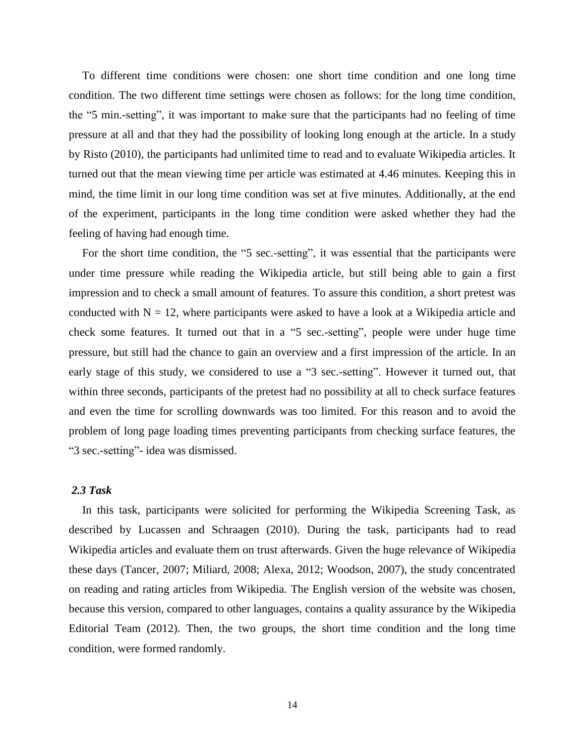To different time conditions were chosen: one short time condition and one long time condition. The two different time settings were chosen as follows: for the long time condition, the "5 min.-setting", it was important to make sure that the participants had no feeling of time pressure at all and that they had the possibility of looking long enough at the article. In a study by Risto (2010), the participants had unlimited time to read and to evaluate Wikipedia articles. It turned out that the mean viewing time per article was estimated at 4.46 minutes. Keeping this in mind, the time limit in our long time condition was set at five minutes. Additionally, at the end of the experiment, participants in the long time condition were asked whether they had the feeling of having had enough time.

For the short time condition, the "5 sec.-setting", it was essential that the participants were under time pressure while reading the Wikipedia article, but still being able to gain a first impression and to check a small amount of features. To assure this condition, a short pretest was conducted with $N = 12$, where participants were asked to have a look at a Wikipedia article and check some features. It turned out that in a "5 sec.-setting", people were under huge time pressure, but still had the chance to gain an overview and a first impression of the article. In an early stage of this study, we considered to use a "3 sec.-setting". However it turned out, that within three seconds, participants of the pretest had no possibility at all to check surface features and even the time for scrolling downwards was too limited. For this reason and to avoid the problem of long page loading times preventing participants from checking surface features, the "3 sec.-setting"- idea was dismissed.

### *2.3 Task*

In this task, participants were solicited for performing the Wikipedia Screening Task, as described by Lucassen and Schraagen (2010). During the task, participants had to read Wikipedia articles and evaluate them on trust afterwards. Given the huge relevance of Wikipedia these days (Tancer, 2007; Miliard, 2008; Alexa, 2012; Woodson, 2007), the study concentrated on reading and rating articles from Wikipedia. The English version of the website was chosen, because this version, compared to other languages, contains a quality assurance by the Wikipedia Editorial Team (2012). Then, the two groups, the short time condition and the long time condition, were formed randomly.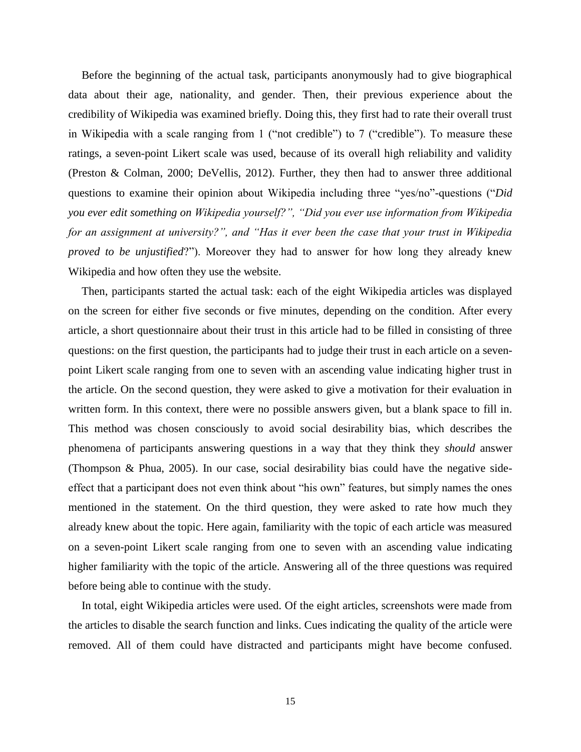Before the beginning of the actual task, participants anonymously had to give biographical data about their age, nationality, and gender. Then, their previous experience about the credibility of Wikipedia was examined briefly. Doing this, they first had to rate their overall trust in Wikipedia with a scale ranging from 1 ("not credible") to 7 ("credible"). To measure these ratings, a seven-point Likert scale was used, because of its overall high reliability and validity (Preston & Colman, 2000; DeVellis, 2012). Further, they then had to answer three additional questions to examine their opinion about Wikipedia including three "yes/no"-questions ("*Did you ever edit something on Wikipedia yourself?", "Did you ever use information from Wikipedia for an assignment at university?", and "Has it ever been the case that your trust in Wikipedia proved to be unjustified*?"). Moreover they had to answer for how long they already knew Wikipedia and how often they use the website.

Then, participants started the actual task: each of the eight Wikipedia articles was displayed on the screen for either five seconds or five minutes, depending on the condition. After every article, a short questionnaire about their trust in this article had to be filled in consisting of three questions: on the first question, the participants had to judge their trust in each article on a seven-point Likert scale ranging from one to seven with an ascending value indicating higher trust in the article. On the second question, they were asked to give a motivation for their evaluation in written form. In this context, there were no possible answers given, but a blank space to fill in. This method was chosen consciously to avoid social desirability bias, which describes the phenomena of participants answering questions in a way that they think they *should* answer (Thompson & Phua, 2005). In our case, social desirability bias could have the negative side-effect that a participant does not even think about "his own" features, but simply names the ones mentioned in the statement. On the third question, they were asked to rate how much they already knew about the topic. Here again, familiarity with the topic of each article was measured on a seven-point Likert scale ranging from one to seven with an ascending value indicating higher familiarity with the topic of the article. Answering all of the three questions was required before being able to continue with the study.

In total, eight Wikipedia articles were used. Of the eight articles, screenshots were made from the articles to disable the search function and links. Cues indicating the quality of the article were removed. All of them could have distracted and participants might have become confused.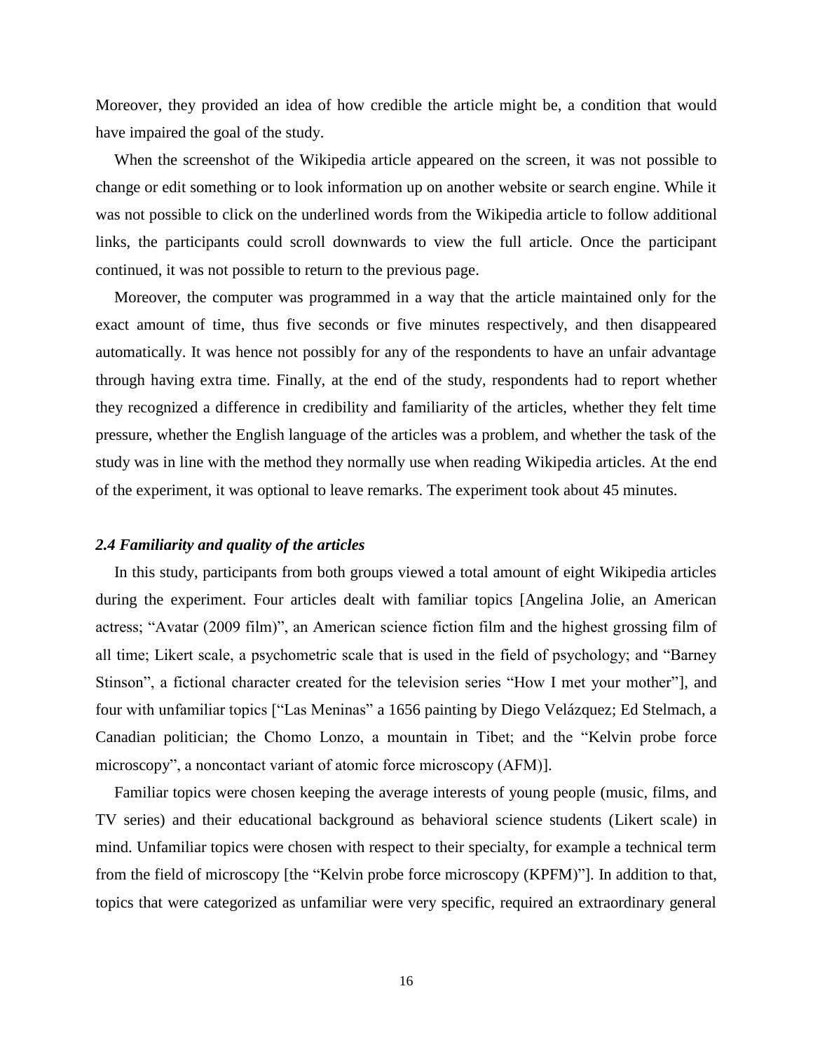Moreover, they provided an idea of how credible the article might be, a condition that would have impaired the goal of the study.

When the screenshot of the Wikipedia article appeared on the screen, it was not possible to change or edit something or to look information up on another website or search engine. While it was not possible to click on the underlined words from the Wikipedia article to follow additional links, the participants could scroll downwards to view the full article. Once the participant continued, it was not possible to return to the previous page.

Moreover, the computer was programmed in a way that the article maintained only for the exact amount of time, thus five seconds or five minutes respectively, and then disappeared automatically. It was hence not possibly for any of the respondents to have an unfair advantage through having extra time. Finally, at the end of the study, respondents had to report whether they recognized a difference in credibility and familiarity of the articles, whether they felt time pressure, whether the English language of the articles was a problem, and whether the task of the study was in line with the method they normally use when reading Wikipedia articles. At the end of the experiment, it was optional to leave remarks. The experiment took about 45 minutes.

### *2.4 Familiarity and quality of the articles*

In this study, participants from both groups viewed a total amount of eight Wikipedia articles during the experiment. Four articles dealt with familiar topics [Angelina Jolie, an American actress; "Avatar (2009 film)", an American science fiction film and the highest grossing film of all time; Likert scale, a psychometric scale that is used in the field of psychology; and "Barney Stinson", a fictional character created for the television series "How I met your mother"], and four with unfamiliar topics ["Las Meninas" a 1656 painting by Diego Velázquez; Ed Stelmach, a Canadian politician; the Chomo Lonzo, a mountain in Tibet; and the "Kelvin probe force microscopy", a noncontact variant of atomic force microscopy (AFM)].

Familiar topics were chosen keeping the average interests of young people (music, films, and TV series) and their educational background as behavioral science students (Likert scale) in mind. Unfamiliar topics were chosen with respect to their specialty, for example a technical term from the field of microscopy [the "Kelvin probe force microscopy (KPFM)"]. In addition to that, topics that were categorized as unfamiliar were very specific, required an extraordinary general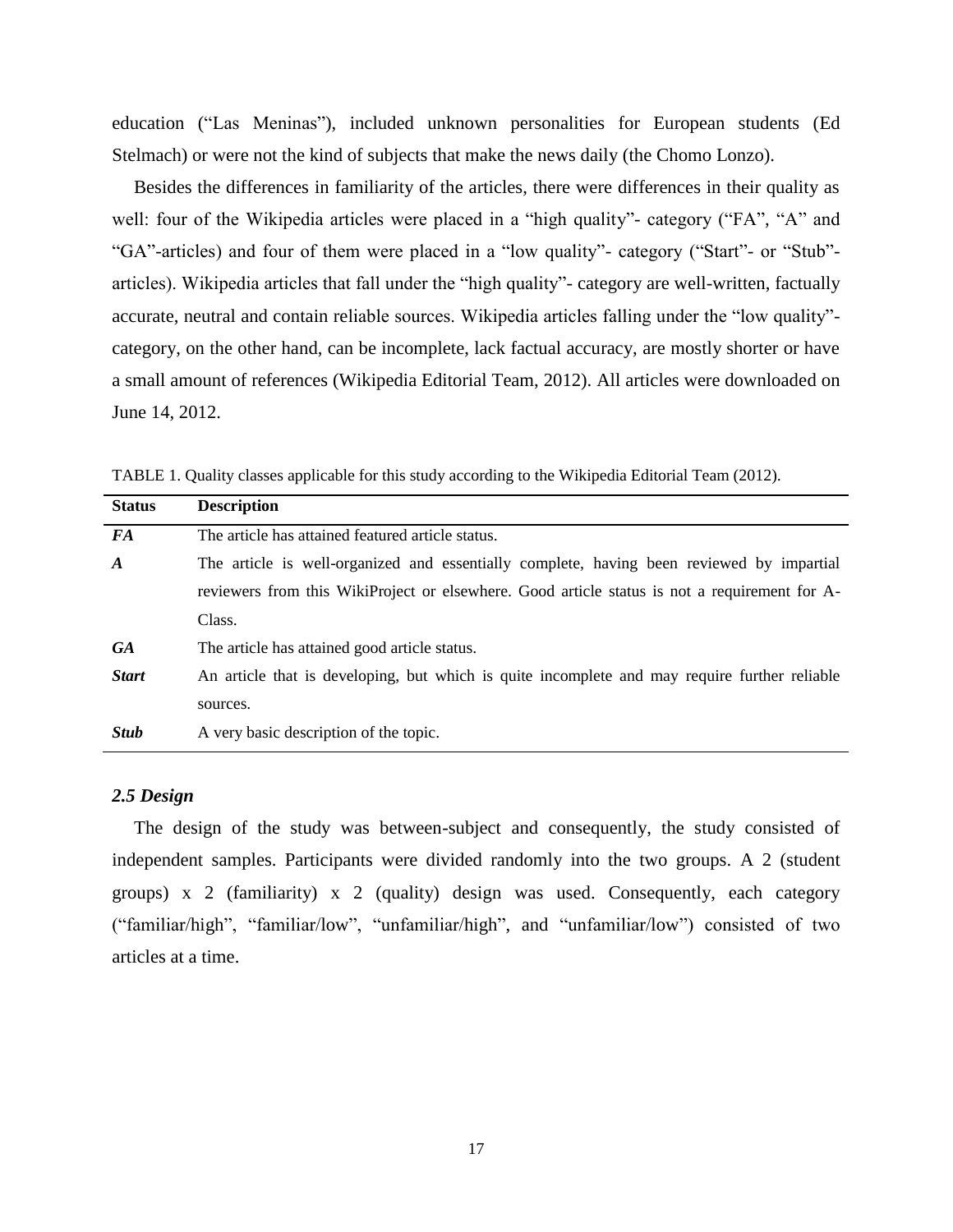education ("Las Meninas"), included unknown personalities for European students (Ed Stelmach) or were not the kind of subjects that make the news daily (the Chomo Lonzo).

Besides the differences in familiarity of the articles, there were differences in their quality as well: four of the Wikipedia articles were placed in a "high quality"- category ("FA", "A" and "GA"-articles) and four of them were placed in a "low quality"- category ("Start"- or "Stub"-articles). Wikipedia articles that fall under the "high quality"- category are well-written, factually accurate, neutral and contain reliable sources. Wikipedia articles falling under the "low quality"-category, on the other hand, can be incomplete, lack factual accuracy, are mostly shorter or have a small amount of references (Wikipedia Editorial Team, 2012). All articles were downloaded on June 14, 2012.

TABLE 1. Quality classes applicable for this study according to the Wikipedia Editorial Team (2012).

| Status | Description |
|---|---|
| ***FA*** | The article has attained featured article status. |
| ***A*** | The article is well-organized and essentially complete, having been reviewed by impartial reviewers from this WikiProject or elsewhere. Good article status is not a requirement for A-Class. |
| ***GA*** | The article has attained good article status. |
| ***Start*** | An article that is developing, but which is quite incomplete and may require further reliable sources. |
| ***Stub*** | A very basic description of the topic. |

### *2.5 Design*

The design of the study was between-subject and consequently, the study consisted of independent samples. Participants were divided randomly into the two groups. A 2 (student groups) x 2 (familiarity) x 2 (quality) design was used. Consequently, each category ("familiar/high", "familiar/low", "unfamiliar/high", and "unfamiliar/low") consisted of two articles at a time.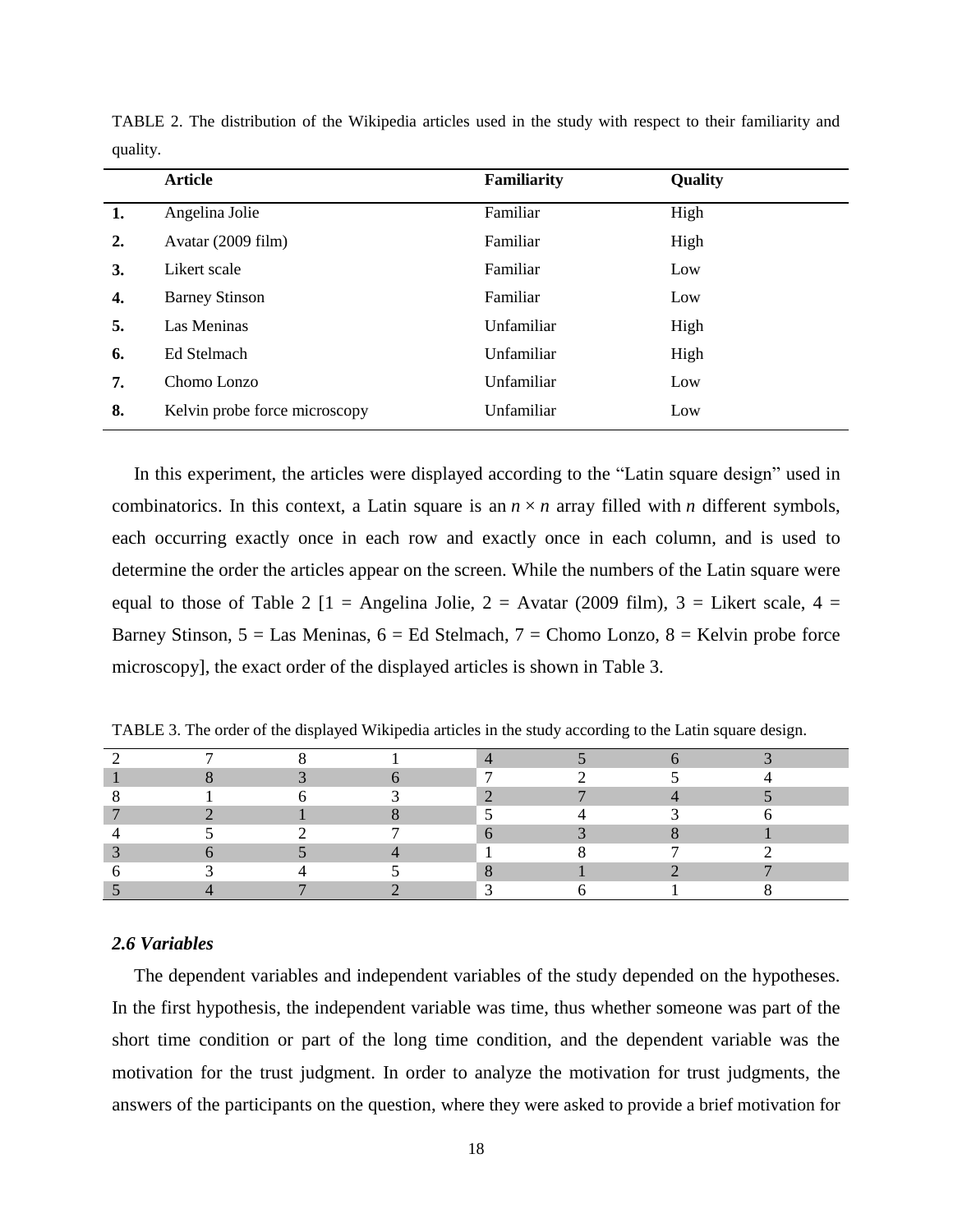TABLE 2. The distribution of the Wikipedia articles used in the study with respect to their familiarity and quality.

| | Article | Familiarity | Quality |
|---|---|---|---|
| **1.** | Angelina Jolie | Familiar | High |
| **2.** | Avatar (2009 film) | Familiar | High |
| **3.** | Likert scale | Familiar | Low |
| **4.** | Barney Stinson | Familiar | Low |
| **5.** | Las Meninas | Unfamiliar | High |
| **6.** | Ed Stelmach | Unfamiliar | High |
| **7.** | Chomo Lonzo | Unfamiliar | Low |
| **8.** | Kelvin probe force microscopy | Unfamiliar | Low |

In this experiment, the articles were displayed according to the "Latin square design" used in combinatorics. In this context, a Latin square is an $n \times n$ array filled with $n$ different symbols, each occurring exactly once in each row and exactly once in each column, and is used to determine the order the articles appear on the screen. While the numbers of the Latin square were equal to those of Table 2 [1 = Angelina Jolie, 2 = Avatar (2009 film), 3 = Likert scale, 4 = Barney Stinson, 5 = Las Meninas, 6 = Ed Stelmach, 7 = Chomo Lonzo, 8 = Kelvin probe force microscopy], the exact order of the displayed articles is shown in Table 3.

TABLE 3. The order of the displayed Wikipedia articles in the study according to the Latin square design.

| | | | | | | | |
|---|---|---|---|---|---|---|---|
| 2 | 7 | 8 | 1 | 4 | 5 | 6 | 3 |
| 1 | 8 | 3 | 6 | 7 | 2 | 5 | 4 |
| 8 | 1 | 6 | 3 | 2 | 7 | 4 | 5 |
| 7 | 2 | 1 | 8 | 5 | 4 | 3 | 6 |
| 4 | 5 | 2 | 7 | 6 | 3 | 8 | 1 |
| 3 | 6 | 5 | 4 | 1 | 8 | 7 | 2 |
| 6 | 3 | 4 | 5 | 8 | 1 | 2 | 7 |
| 5 | 4 | 7 | 2 | 3 | 6 | 1 | 8 |

### *2.6 Variables*

The dependent variables and independent variables of the study depended on the hypotheses. In the first hypothesis, the independent variable was time, thus whether someone was part of the short time condition or part of the long time condition, and the dependent variable was the motivation for the trust judgment. In order to analyze the motivation for trust judgments, the answers of the participants on the question, where they were asked to provide a brief motivation for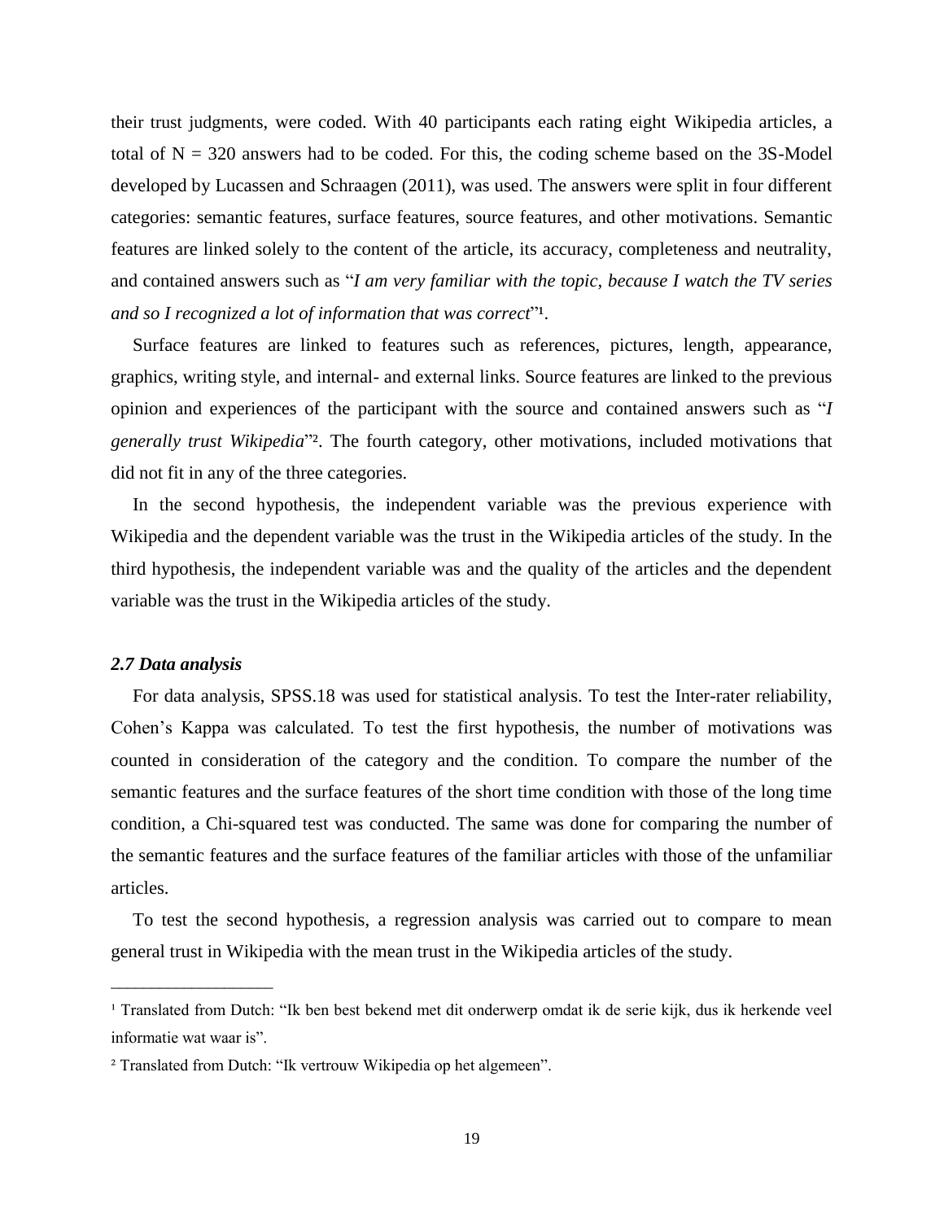their trust judgments, were coded. With 40 participants each rating eight Wikipedia articles, a total of $N = 320$ answers had to be coded. For this, the coding scheme based on the 3S-Model developed by Lucassen and Schraagen (2011), was used. The answers were split in four different categories: semantic features, surface features, source features, and other motivations. Semantic features are linked solely to the content of the article, its accuracy, completeness and neutrality, and contained answers such as "*I am very familiar with the topic, because I watch the TV series and so I recognized a lot of information that was correct*"[1].

Surface features are linked to features such as references, pictures, length, appearance, graphics, writing style, and internal- and external links. Source features are linked to the previous opinion and experiences of the participant with the source and contained answers such as "*I generally trust Wikipedia*"[2]. The fourth category, other motivations, included motivations that did not fit in any of the three categories.

In the second hypothesis, the independent variable was the previous experience with Wikipedia and the dependent variable was the trust in the Wikipedia articles of the study. In the third hypothesis, the independent variable was and the quality of the articles and the dependent variable was the trust in the Wikipedia articles of the study.

### *2.7 Data analysis*

For data analysis, SPSS.18 was used for statistical analysis. To test the Inter-rater reliability, Cohen's Kappa was calculated. To test the first hypothesis, the number of motivations was counted in consideration of the category and the condition. To compare the number of the semantic features and the surface features of the short time condition with those of the long time condition, a Chi-squared test was conducted. The same was done for comparing the number of the semantic features and the surface features of the familiar articles with those of the unfamiliar articles.

To test the second hypothesis, a regression analysis was carried out to compare to mean general trust in Wikipedia with the mean trust in the Wikipedia articles of the study.

---

[1] Translated from Dutch: "Ik ben best bekend met dit onderwerp omdat ik de serie kijk, dus ik herkende veel informatie wat waar is".

[2] Translated from Dutch: "Ik vertrouw Wikipedia op het algemeen".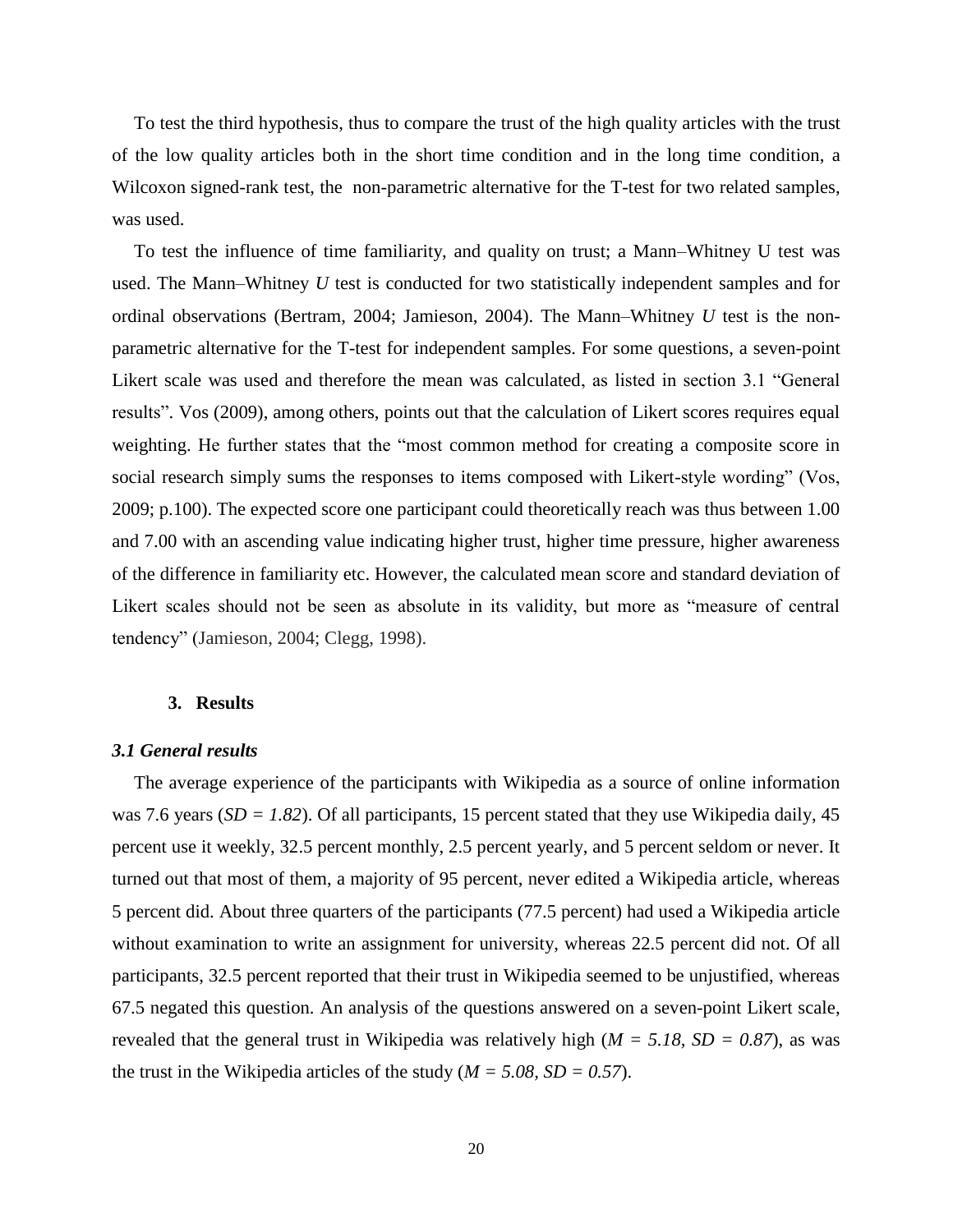To test the third hypothesis, thus to compare the trust of the high quality articles with the trust of the low quality articles both in the short time condition and in the long time condition, a Wilcoxon signed-rank test, the non-parametric alternative for the T-test for two related samples, was used.

To test the influence of time familiarity, and quality on trust; a Mann–Whitney U test was used. The Mann–Whitney *U* test is conducted for two statistically independent samples and for ordinal observations (Bertram, 2004; Jamieson, 2004). The Mann–Whitney *U* test is the non-parametric alternative for the T-test for independent samples. For some questions, a seven-point Likert scale was used and therefore the mean was calculated, as listed in section 3.1 "General results". Vos (2009), among others, points out that the calculation of Likert scores requires equal weighting. He further states that the "most common method for creating a composite score in social research simply sums the responses to items composed with Likert-style wording" (Vos, 2009; p.100). The expected score one participant could theoretically reach was thus between 1.00 and 7.00 with an ascending value indicating higher trust, higher time pressure, higher awareness of the difference in familiarity etc. However, the calculated mean score and standard deviation of Likert scales should not be seen as absolute in its validity, but more as "measure of central tendency" (Jamieson, 2004; Clegg, 1998).

## 3. Results

### *3.1 General results*

The average experience of the participants with Wikipedia as a source of online information was 7.6 years ($SD = 1.82$). Of all participants, 15 percent stated that they use Wikipedia daily, 45 percent use it weekly, 32.5 percent monthly, 2.5 percent yearly, and 5 percent seldom or never. It turned out that most of them, a majority of 95 percent, never edited a Wikipedia article, whereas 5 percent did. About three quarters of the participants (77.5 percent) had used a Wikipedia article without examination to write an assignment for university, whereas 22.5 percent did not. Of all participants, 32.5 percent reported that their trust in Wikipedia seemed to be unjustified, whereas 67.5 negated this question. An analysis of the questions answered on a seven-point Likert scale, revealed that the general trust in Wikipedia was relatively high ($M = 5.18$, $SD = 0.87$), as was the trust in the Wikipedia articles of the study ($M = 5.08$, $SD = 0.57$).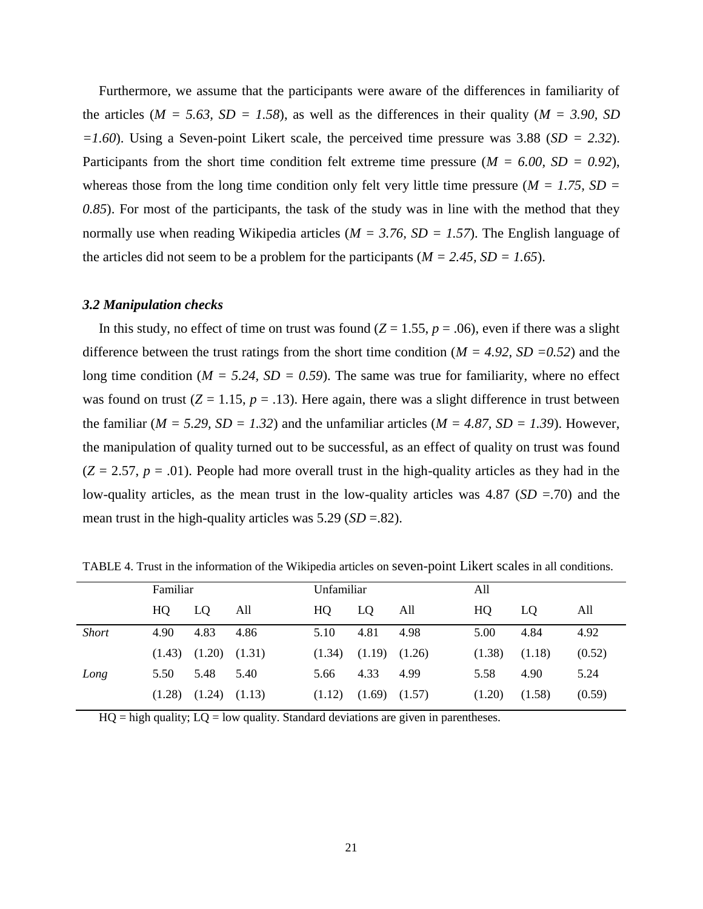Furthermore, we assume that the participants were aware of the differences in familiarity of the articles (*M = 5.63, SD = 1.58*), as well as the differences in their quality (*M = 3.90, SD =1.60*). Using a Seven-point Likert scale, the perceived time pressure was 3.88 (*SD = 2.32*). Participants from the short time condition felt extreme time pressure (*M = 6.00, SD = 0.92*), whereas those from the long time condition only felt very little time pressure (*M = 1.75, SD = 0.85*). For most of the participants, the task of the study was in line with the method that they normally use when reading Wikipedia articles (*M = 3.76, SD = 1.57*). The English language of the articles did not seem to be a problem for the participants (*M = 2.45, SD = 1.65*).

### *3.2 Manipulation checks*

In this study, no effect of time on trust was found ($Z$ = 1.55, $p$ = .06), even if there was a slight difference between the trust ratings from the short time condition (*M = 4.92, SD =0.52*) and the long time condition (*M = 5.24, SD = 0.59*). The same was true for familiarity, where no effect was found on trust ($Z$ = 1.15, $p$ = .13). Here again, there was a slight difference in trust between the familiar (*M = 5.29, SD = 1.32*) and the unfamiliar articles (*M = 4.87, SD = 1.39*). However, the manipulation of quality turned out to be successful, as an effect of quality on trust was found ($Z$ = 2.57, $p$ = .01). People had more overall trust in the high-quality articles as they had in the low-quality articles, as the mean trust in the low-quality articles was 4.87 (*SD* =.70) and the mean trust in the high-quality articles was 5.29 (*SD* =.82).

TABLE 4. Trust in the information of the Wikipedia articles on seven-point Likert scales in all conditions.

| | Familiar | | | Unfamiliar | | | All | | |
|---|---|---|---|---|---|---|---|---|---|
| | HQ | LQ | All | HQ | LQ | All | HQ | LQ | All |
| *Short* | 4.90 | 4.83 | 4.86 | 5.10 | 4.81 | 4.98 | 5.00 | 4.84 | 4.92 |
| | (1.43) | (1.20) | (1.31) | (1.34) | (1.19) | (1.26) | (1.38) | (1.18) | (0.52) |
| *Long* | 5.50 | 5.48 | 5.40 | 5.66 | 4.33 | 4.99 | 5.58 | 4.90 | 5.24 |
| | (1.28) | (1.24) | (1.13) | (1.12) | (1.69) | (1.57) | (1.20) | (1.58) | (0.59) |

HQ = high quality; LQ = low quality. Standard deviations are given in parentheses.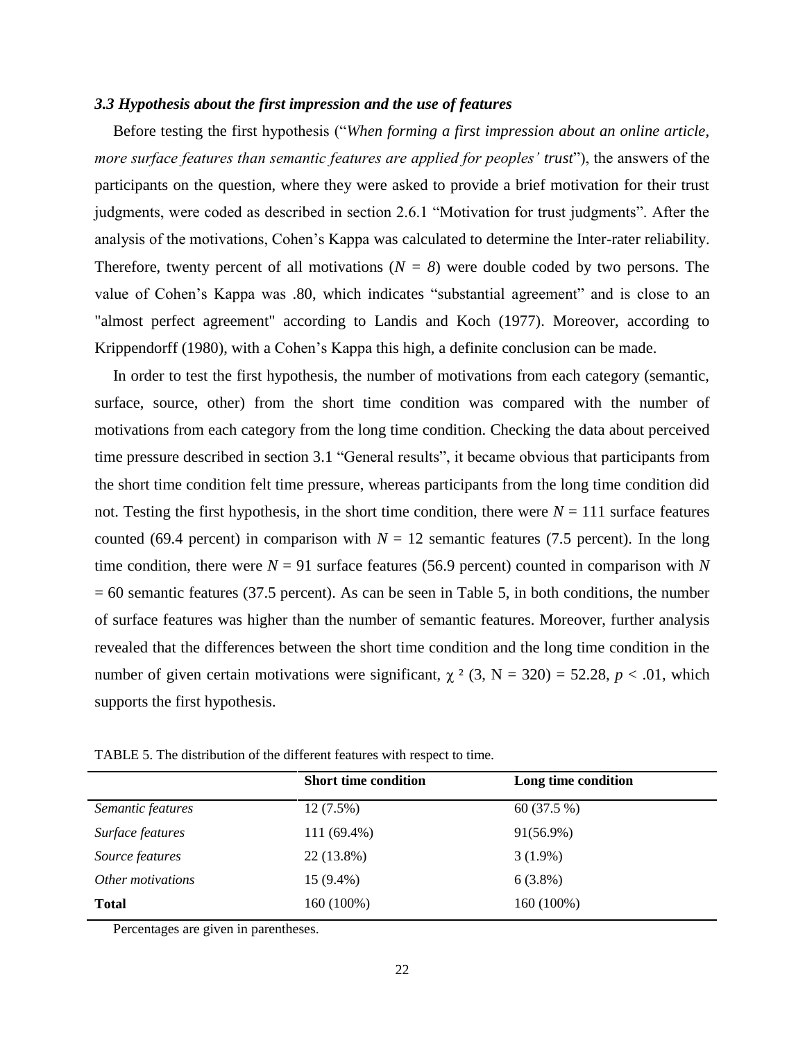### *3.3 Hypothesis about the first impression and the use of features*

Before testing the first hypothesis ("*When forming a first impression about an online article, more surface features than semantic features are applied for peoples' trust*"), the answers of the participants on the question, where they were asked to provide a brief motivation for their trust judgments, were coded as described in section 2.6.1 "Motivation for trust judgments". After the analysis of the motivations, Cohen's Kappa was calculated to determine the Inter-rater reliability. Therefore, twenty percent of all motivations ($N = 8$) were double coded by two persons. The value of Cohen's Kappa was .80, which indicates "substantial agreement" and is close to an "almost perfect agreement" according to Landis and Koch (1977). Moreover, according to Krippendorff (1980), with a Cohen's Kappa this high, a definite conclusion can be made.

In order to test the first hypothesis, the number of motivations from each category (semantic, surface, source, other) from the short time condition was compared with the number of motivations from each category from the long time condition. Checking the data about perceived time pressure described in section 3.1 "General results", it became obvious that participants from the short time condition felt time pressure, whereas participants from the long time condition did not. Testing the first hypothesis, in the short time condition, there were $N = 111$ surface features counted (69.4 percent) in comparison with $N = 12$ semantic features (7.5 percent). In the long time condition, there were $N = 91$ surface features (56.9 percent) counted in comparison with $N = 60$ semantic features (37.5 percent). As can be seen in Table 5, in both conditions, the number of surface features was higher than the number of semantic features. Moreover, further analysis revealed that the differences between the short time condition and the long time condition in the number of given certain motivations were significant, $\chi^2$ (3, N = 320) = 52.28, $p < .01$, which supports the first hypothesis.

TABLE 5. The distribution of the different features with respect to time.

| | **Short time condition** | **Long time condition** |
|---|---|---|
| *Semantic features* | 12 (7.5%) | 60 (37.5 %) |
| *Surface features* | 111 (69.4%) | 91(56.9%) |
| *Source features* | 22 (13.8%) | 3 (1.9%) |
| *Other motivations* | 15 (9.4%) | 6 (3.8%) |
| **Total** | 160 (100%) | 160 (100%) |

Percentages are given in parentheses.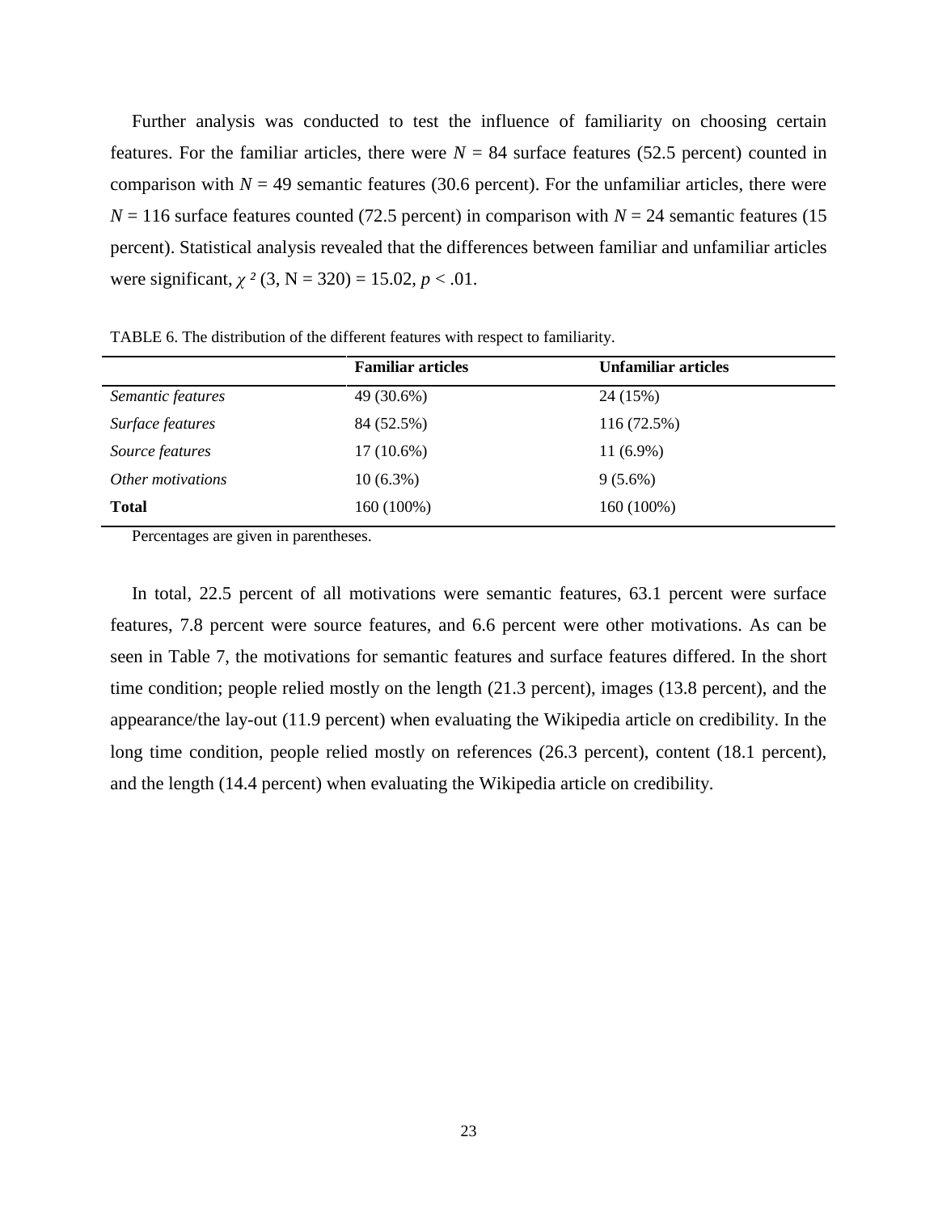Further analysis was conducted to test the influence of familiarity on choosing certain features. For the familiar articles, there were $N$ = 84 surface features (52.5 percent) counted in comparison with $N$ = 49 semantic features (30.6 percent). For the unfamiliar articles, there were $N$ = 116 surface features counted (72.5 percent) in comparison with $N$ = 24 semantic features (15 percent). Statistical analysis revealed that the differences between familiar and unfamiliar articles were significant, $\chi^2$ (3, N = 320) = 15.02, $p < .01$.

TABLE 6. The distribution of the different features with respect to familiarity.

| | **Familiar articles** | **Unfamiliar articles** |
|---|---|---|
| *Semantic features* | 49 (30.6%) | 24 (15%) |
| *Surface features* | 84 (52.5%) | 116 (72.5%) |
| *Source features* | 17 (10.6%) | 11 (6.9%) |
| *Other motivations* | 10 (6.3%) | 9 (5.6%) |
| **Total** | 160 (100%) | 160 (100%) |

Percentages are given in parentheses.

In total, 22.5 percent of all motivations were semantic features, 63.1 percent were surface features, 7.8 percent were source features, and 6.6 percent were other motivations. As can be seen in Table 7, the motivations for semantic features and surface features differed. In the short time condition; people relied mostly on the length (21.3 percent), images (13.8 percent), and the appearance/the lay-out (11.9 percent) when evaluating the Wikipedia article on credibility. In the long time condition, people relied mostly on references (26.3 percent), content (18.1 percent), and the length (14.4 percent) when evaluating the Wikipedia article on credibility.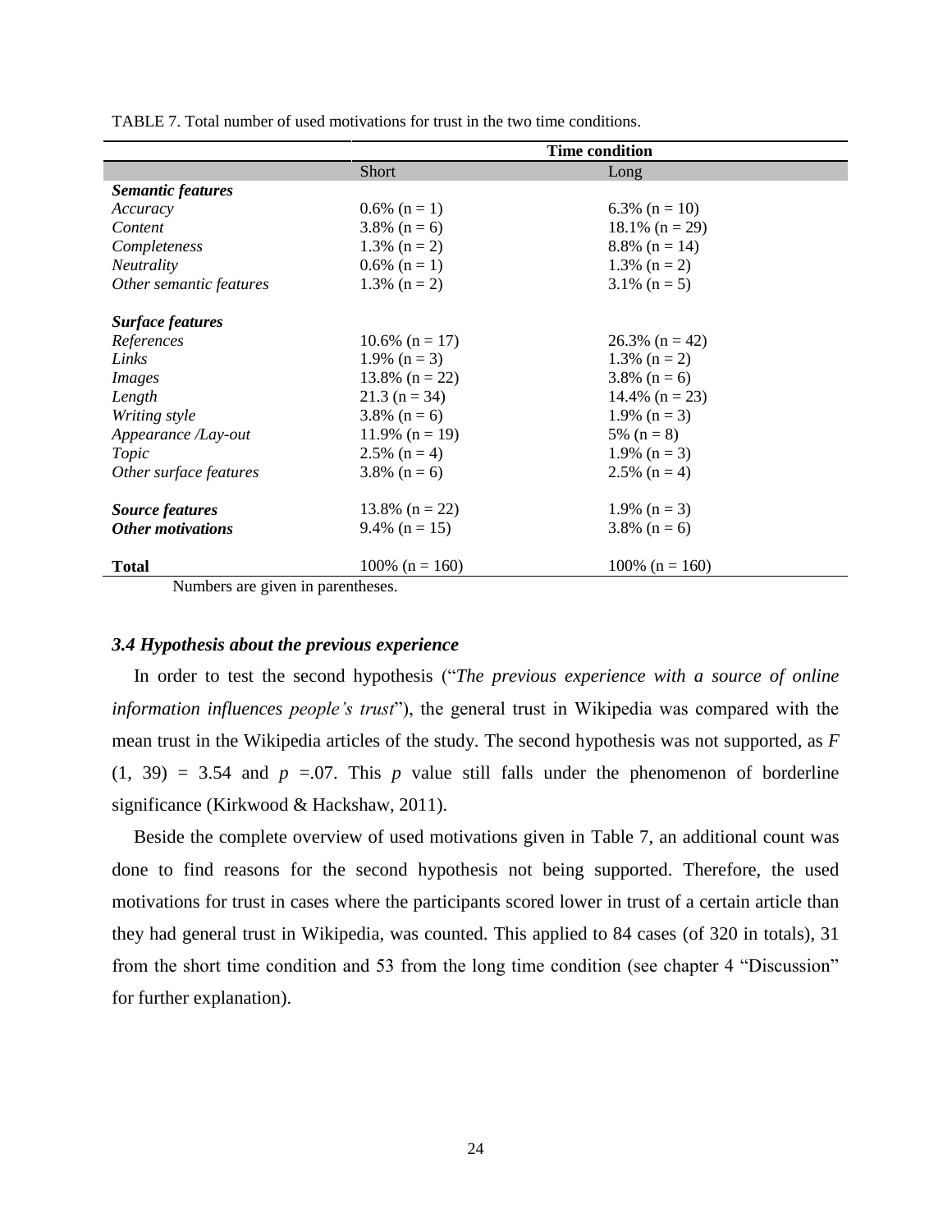TABLE 7. Total number of used motivations for trust in the two time conditions.

| | Time condition | |
|---|---|---|
| | Short | Long |
| ***Semantic features*** | | |
| *Accuracy* | 0.6% (n = 1) | 6.3% (n = 10) |
| *Content* | 3.8% (n = 6) | 18.1% (n = 29) |
| *Completeness* | 1.3% (n = 2) | 8.8% (n = 14) |
| *Neutrality* | 0.6% (n = 1) | 1.3% (n = 2) |
| *Other semantic features* | 1.3% (n = 2) | 3.1% (n = 5) |
| ***Surface features*** | | |
| *References* | 10.6% (n = 17) | 26.3% (n = 42) |
| *Links* | 1.9% (n = 3) | 1.3% (n = 2) |
| *Images* | 13.8% (n = 22) | 3.8% (n = 6) |
| *Length* | 21.3 (n = 34) | 14.4% (n = 23) |
| *Writing style* | 3.8% (n = 6) | 1.9% (n = 3) |
| *Appearance /Lay-out* | 11.9% (n = 19) | 5% (n = 8) |
| *Topic* | 2.5% (n = 4) | 1.9% (n = 3) |
| *Other surface features* | 3.8% (n = 6) | 2.5% (n = 4) |
| ***Source features*** | 13.8% (n = 22) | 1.9% (n = 3) |
| ***Other motivations*** | 9.4% (n = 15) | 3.8% (n = 6) |
| **Total** | 100% (n = 160) | 100% (n = 160) |

Numbers are given in parentheses.

### *3.4 Hypothesis about the previous experience*

In order to test the second hypothesis ("*The previous experience with a source of online information influences people's trust*"), the general trust in Wikipedia was compared with the mean trust in the Wikipedia articles of the study. The second hypothesis was not supported, as $F$ (1, 39) = 3.54 and $p$ =.07. This $p$ value still falls under the phenomenon of borderline significance (Kirkwood & Hackshaw, 2011).

Beside the complete overview of used motivations given in Table 7, an additional count was done to find reasons for the second hypothesis not being supported. Therefore, the used motivations for trust in cases where the participants scored lower in trust of a certain article than they had general trust in Wikipedia, was counted. This applied to 84 cases (of 320 in totals), 31 from the short time condition and 53 from the long time condition (see chapter 4 "Discussion" for further explanation).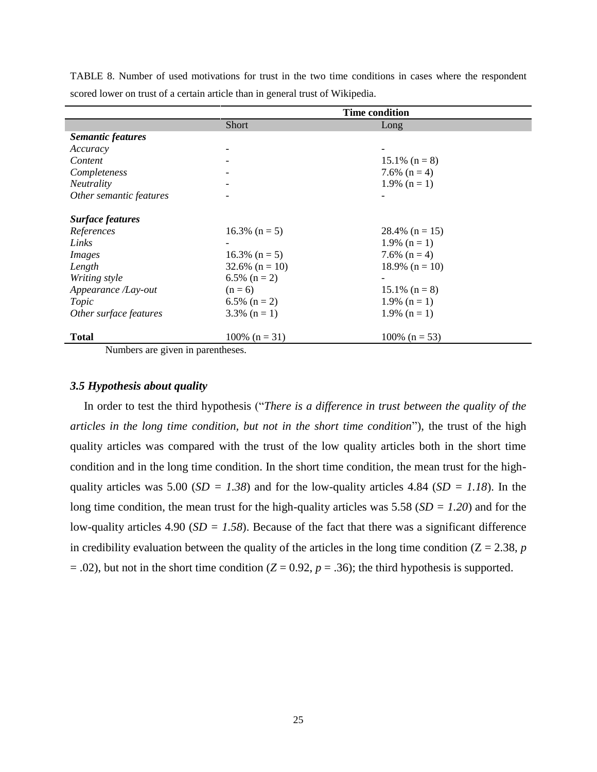TABLE 8. Number of used motivations for trust in the two time conditions in cases where the respondent scored lower on trust of a certain article than in general trust of Wikipedia.

| | Time condition | |
|---|---|---|
| | Short | Long |
| ***Semantic features*** | | |
| *Accuracy* | - | - |
| *Content* | - | 15.1% (n = 8) |
| *Completeness* | - | 7.6% (n = 4) |
| *Neutrality* | - | 1.9% (n = 1) |
| *Other semantic features* | - | - |
| ***Surface features*** | | |
| *References* | 16.3% (n = 5) | 28.4% (n = 15) |
| *Links* | - | 1.9% (n = 1) |
| *Images* | 16.3% (n = 5) | 7.6% (n = 4) |
| *Length* | 32.6% (n = 10) | 18.9% (n = 10) |
| *Writing style* | 6.5% (n = 2) | - |
| *Appearance /Lay-out* | (n = 6) | 15.1% (n = 8) |
| *Topic* | 6.5% (n = 2) | 1.9% (n = 1) |
| *Other surface features* | 3.3% (n = 1) | 1.9% (n = 1) |
| **Total** | 100% (n = 31) | 100% (n = 53) |

Numbers are given in parentheses.

### *3.5 Hypothesis about quality*

In order to test the third hypothesis ("*There is a difference in trust between the quality of the articles in the long time condition, but not in the short time condition*"), the trust of the high quality articles was compared with the trust of the low quality articles both in the short time condition and in the long time condition. In the short time condition, the mean trust for the high-quality articles was 5.00 ($SD = 1.38$) and for the low-quality articles 4.84 ($SD = 1.18$). In the long time condition, the mean trust for the high-quality articles was 5.58 ($SD = 1.20$) and for the low-quality articles 4.90 ($SD = 1.58$). Because of the fact that there was a significant difference in credibility evaluation between the quality of the articles in the long time condition ($Z = 2.38$, $p = .02$), but not in the short time condition ($Z = 0.92$, $p = .36$); the third hypothesis is supported.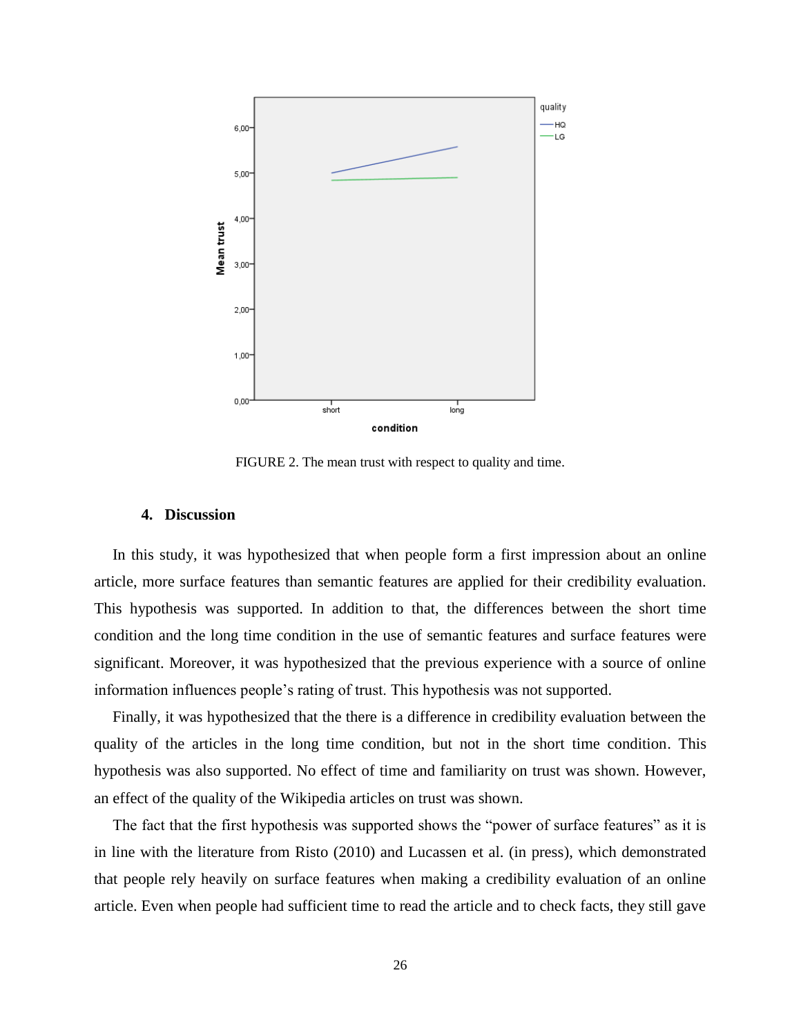FIGURE 2. The mean trust with respect to quality and time.

## 4. Discussion

In this study, it was hypothesized that when people form a first impression about an online article, more surface features than semantic features are applied for their credibility evaluation. This hypothesis was supported. In addition to that, the differences between the short time condition and the long time condition in the use of semantic features and surface features were significant. Moreover, it was hypothesized that the previous experience with a source of online information influences people's rating of trust. This hypothesis was not supported.

Finally, it was hypothesized that the there is a difference in credibility evaluation between the quality of the articles in the long time condition, but not in the short time condition. This hypothesis was also supported. No effect of time and familiarity on trust was shown. However, an effect of the quality of the Wikipedia articles on trust was shown.

The fact that the first hypothesis was supported shows the "power of surface features" as it is in line with the literature from Risto (2010) and Lucassen et al. (in press), which demonstrated that people rely heavily on surface features when making a credibility evaluation of an online article. Even when people had sufficient time to read the article and to check facts, they still gave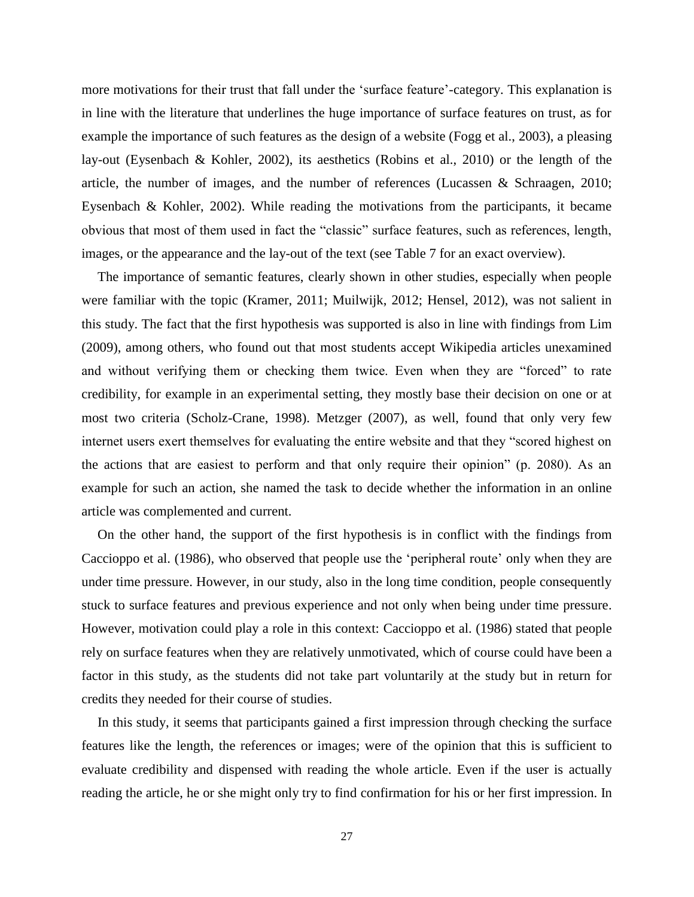more motivations for their trust that fall under the 'surface feature'-category. This explanation is in line with the literature that underlines the huge importance of surface features on trust, as for example the importance of such features as the design of a website (Fogg et al., 2003), a pleasing lay-out (Eysenbach & Kohler, 2002), its aesthetics (Robins et al., 2010) or the length of the article, the number of images, and the number of references (Lucassen & Schraagen, 2010; Eysenbach & Kohler, 2002). While reading the motivations from the participants, it became obvious that most of them used in fact the "classic" surface features, such as references, length, images, or the appearance and the lay-out of the text (see Table 7 for an exact overview).

The importance of semantic features, clearly shown in other studies, especially when people were familiar with the topic (Kramer, 2011; Muilwijk, 2012; Hensel, 2012), was not salient in this study. The fact that the first hypothesis was supported is also in line with findings from Lim (2009), among others, who found out that most students accept Wikipedia articles unexamined and without verifying them or checking them twice. Even when they are "forced" to rate credibility, for example in an experimental setting, they mostly base their decision on one or at most two criteria (Scholz-Crane, 1998). Metzger (2007), as well, found that only very few internet users exert themselves for evaluating the entire website and that they "scored highest on the actions that are easiest to perform and that only require their opinion" (p. 2080). As an example for such an action, she named the task to decide whether the information in an online article was complemented and current.

On the other hand, the support of the first hypothesis is in conflict with the findings from Caccioppo et al. (1986), who observed that people use the 'peripheral route' only when they are under time pressure. However, in our study, also in the long time condition, people consequently stuck to surface features and previous experience and not only when being under time pressure. However, motivation could play a role in this context: Caccioppo et al. (1986) stated that people rely on surface features when they are relatively unmotivated, which of course could have been a factor in this study, as the students did not take part voluntarily at the study but in return for credits they needed for their course of studies.

In this study, it seems that participants gained a first impression through checking the surface features like the length, the references or images; were of the opinion that this is sufficient to evaluate credibility and dispensed with reading the whole article. Even if the user is actually reading the article, he or she might only try to find confirmation for his or her first impression. In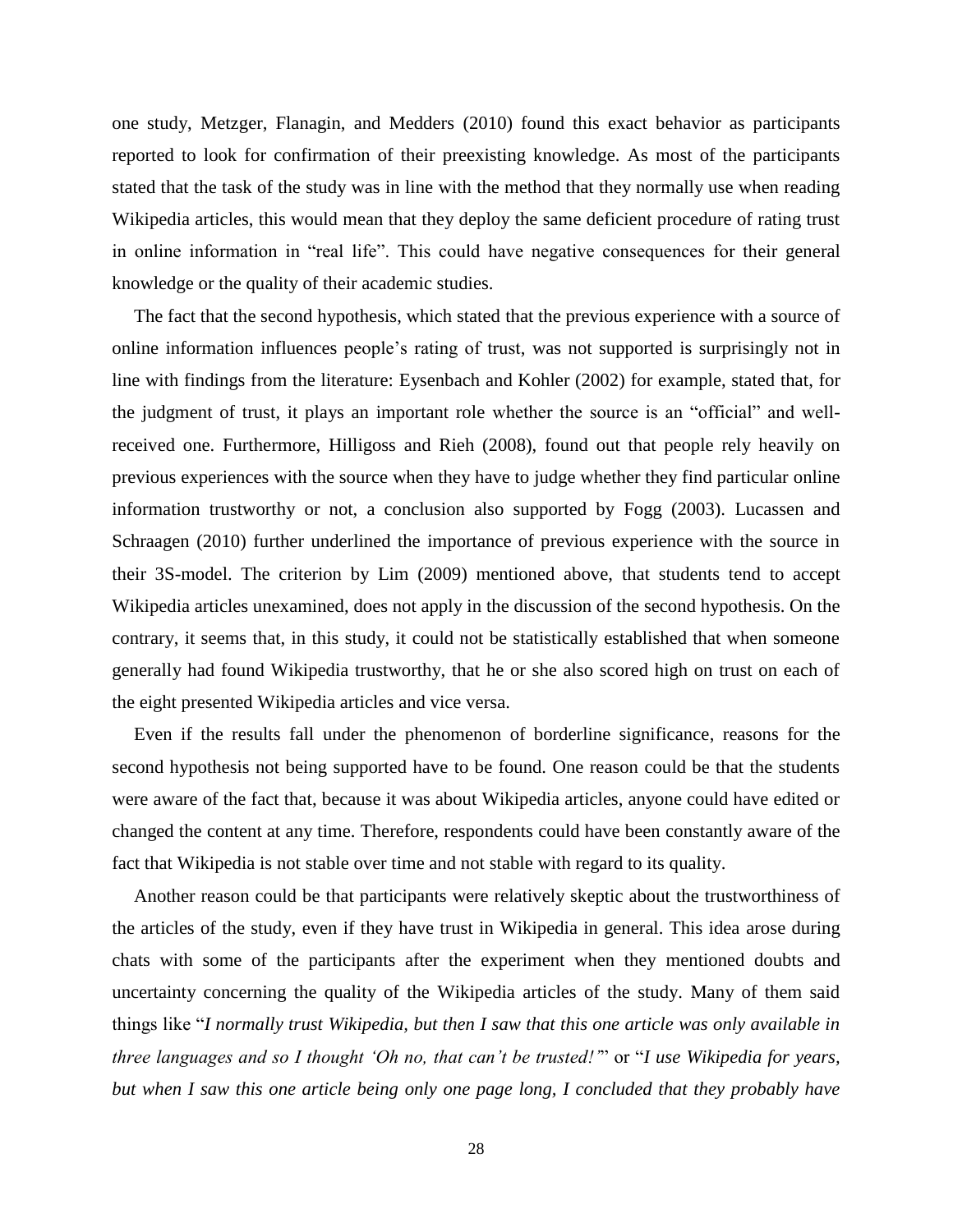one study, Metzger, Flanagin, and Medders (2010) found this exact behavior as participants reported to look for confirmation of their preexisting knowledge. As most of the participants stated that the task of the study was in line with the method that they normally use when reading Wikipedia articles, this would mean that they deploy the same deficient procedure of rating trust in online information in "real life". This could have negative consequences for their general knowledge or the quality of their academic studies.

The fact that the second hypothesis, which stated that the previous experience with a source of online information influences people's rating of trust, was not supported is surprisingly not in line with findings from the literature: Eysenbach and Kohler (2002) for example, stated that, for the judgment of trust, it plays an important role whether the source is an "official" and well-received one. Furthermore, Hilligoss and Rieh (2008), found out that people rely heavily on previous experiences with the source when they have to judge whether they find particular online information trustworthy or not, a conclusion also supported by Fogg (2003). Lucassen and Schraagen (2010) further underlined the importance of previous experience with the source in their 3S-model. The criterion by Lim (2009) mentioned above, that students tend to accept Wikipedia articles unexamined, does not apply in the discussion of the second hypothesis. On the contrary, it seems that, in this study, it could not be statistically established that when someone generally had found Wikipedia trustworthy, that he or she also scored high on trust on each of the eight presented Wikipedia articles and vice versa.

Even if the results fall under the phenomenon of borderline significance, reasons for the second hypothesis not being supported have to be found. One reason could be that the students were aware of the fact that, because it was about Wikipedia articles, anyone could have edited or changed the content at any time. Therefore, respondents could have been constantly aware of the fact that Wikipedia is not stable over time and not stable with regard to its quality.

Another reason could be that participants were relatively skeptic about the trustworthiness of the articles of the study, even if they have trust in Wikipedia in general. This idea arose during chats with some of the participants after the experiment when they mentioned doubts and uncertainty concerning the quality of the Wikipedia articles of the study. Many of them said things like "*I normally trust Wikipedia, but then I saw that this one article was only available in three languages and so I thought 'Oh no, that can't be trusted!'*" or "*I use Wikipedia for years, but when I saw this one article being only one page long, I concluded that they probably have*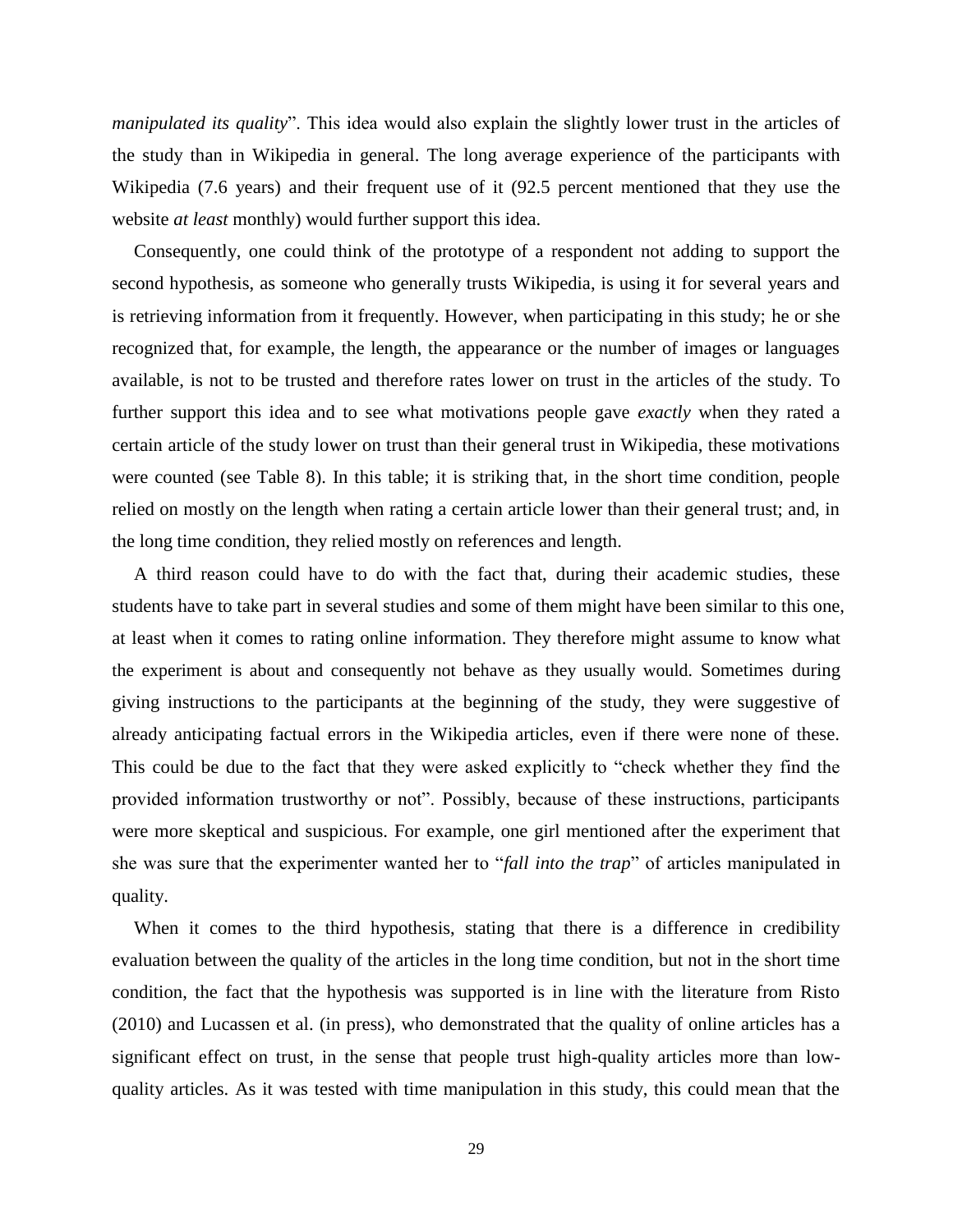*manipulated its quality*". This idea would also explain the slightly lower trust in the articles of the study than in Wikipedia in general. The long average experience of the participants with Wikipedia (7.6 years) and their frequent use of it (92.5 percent mentioned that they use the website *at least* monthly) would further support this idea.

Consequently, one could think of the prototype of a respondent not adding to support the second hypothesis, as someone who generally trusts Wikipedia, is using it for several years and is retrieving information from it frequently. However, when participating in this study; he or she recognized that, for example, the length, the appearance or the number of images or languages available, is not to be trusted and therefore rates lower on trust in the articles of the study. To further support this idea and to see what motivations people gave *exactly* when they rated a certain article of the study lower on trust than their general trust in Wikipedia, these motivations were counted (see Table 8). In this table; it is striking that, in the short time condition, people relied on mostly on the length when rating a certain article lower than their general trust; and, in the long time condition, they relied mostly on references and length.

A third reason could have to do with the fact that, during their academic studies, these students have to take part in several studies and some of them might have been similar to this one, at least when it comes to rating online information. They therefore might assume to know what the experiment is about and consequently not behave as they usually would. Sometimes during giving instructions to the participants at the beginning of the study, they were suggestive of already anticipating factual errors in the Wikipedia articles, even if there were none of these. This could be due to the fact that they were asked explicitly to "check whether they find the provided information trustworthy or not". Possibly, because of these instructions, participants were more skeptical and suspicious. For example, one girl mentioned after the experiment that she was sure that the experimenter wanted her to "*fall into the trap*" of articles manipulated in quality.

When it comes to the third hypothesis, stating that there is a difference in credibility evaluation between the quality of the articles in the long time condition, but not in the short time condition, the fact that the hypothesis was supported is in line with the literature from Risto (2010) and Lucassen et al. (in press), who demonstrated that the quality of online articles has a significant effect on trust, in the sense that people trust high-quality articles more than low-quality articles. As it was tested with time manipulation in this study, this could mean that the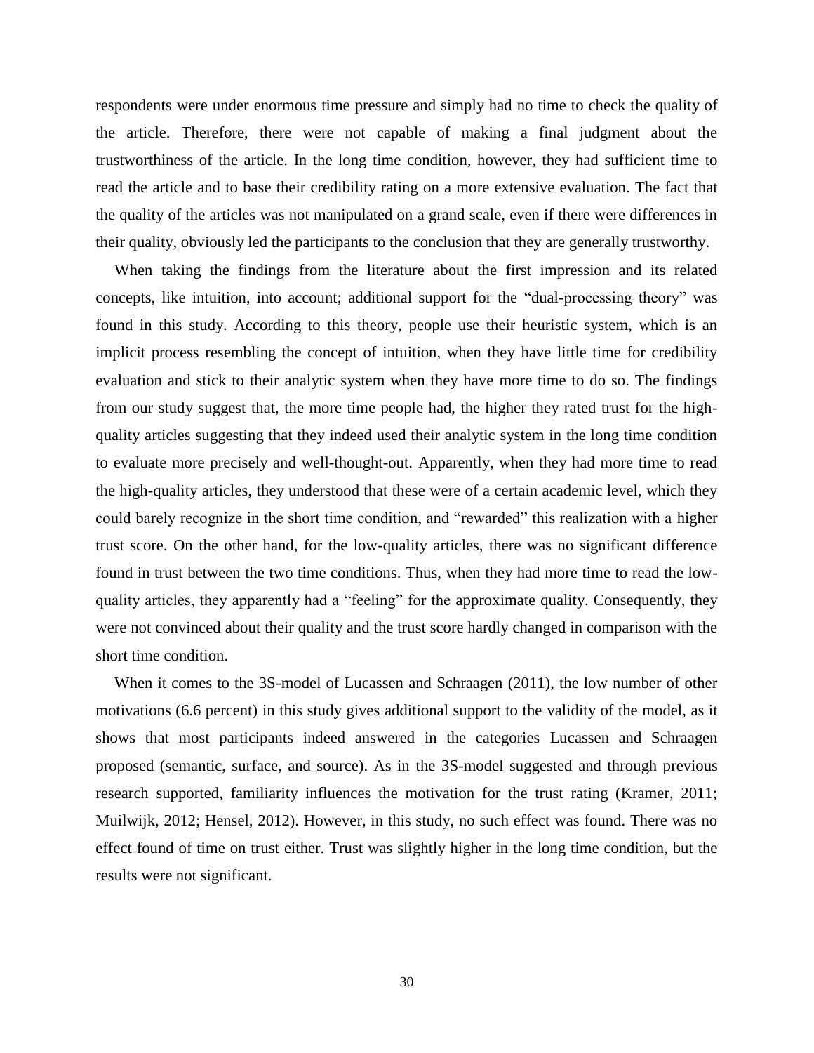respondents were under enormous time pressure and simply had no time to check the quality of the article. Therefore, there were not capable of making a final judgment about the trustworthiness of the article. In the long time condition, however, they had sufficient time to read the article and to base their credibility rating on a more extensive evaluation. The fact that the quality of the articles was not manipulated on a grand scale, even if there were differences in their quality, obviously led the participants to the conclusion that they are generally trustworthy.

When taking the findings from the literature about the first impression and its related concepts, like intuition, into account; additional support for the "dual-processing theory" was found in this study. According to this theory, people use their heuristic system, which is an implicit process resembling the concept of intuition, when they have little time for credibility evaluation and stick to their analytic system when they have more time to do so. The findings from our study suggest that, the more time people had, the higher they rated trust for the high-quality articles suggesting that they indeed used their analytic system in the long time condition to evaluate more precisely and well-thought-out. Apparently, when they had more time to read the high-quality articles, they understood that these were of a certain academic level, which they could barely recognize in the short time condition, and "rewarded" this realization with a higher trust score. On the other hand, for the low-quality articles, there was no significant difference found in trust between the two time conditions. Thus, when they had more time to read the low-quality articles, they apparently had a "feeling" for the approximate quality. Consequently, they were not convinced about their quality and the trust score hardly changed in comparison with the short time condition.

When it comes to the 3S-model of Lucassen and Schraagen (2011), the low number of other motivations (6.6 percent) in this study gives additional support to the validity of the model, as it shows that most participants indeed answered in the categories Lucassen and Schraagen proposed (semantic, surface, and source). As in the 3S-model suggested and through previous research supported, familiarity influences the motivation for the trust rating (Kramer, 2011; Muilwijk, 2012; Hensel, 2012). However, in this study, no such effect was found. There was no effect found of time on trust either. Trust was slightly higher in the long time condition, but the results were not significant.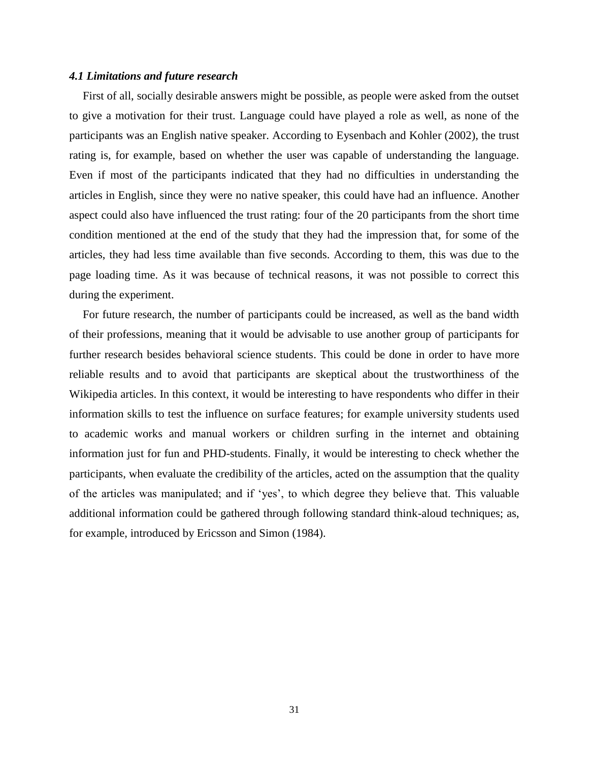### *4.1 Limitations and future research*

First of all, socially desirable answers might be possible, as people were asked from the outset to give a motivation for their trust. Language could have played a role as well, as none of the participants was an English native speaker. According to Eysenbach and Kohler (2002), the trust rating is, for example, based on whether the user was capable of understanding the language. Even if most of the participants indicated that they had no difficulties in understanding the articles in English, since they were no native speaker, this could have had an influence. Another aspect could also have influenced the trust rating: four of the 20 participants from the short time condition mentioned at the end of the study that they had the impression that, for some of the articles, they had less time available than five seconds. According to them, this was due to the page loading time. As it was because of technical reasons, it was not possible to correct this during the experiment.

For future research, the number of participants could be increased, as well as the band width of their professions, meaning that it would be advisable to use another group of participants for further research besides behavioral science students. This could be done in order to have more reliable results and to avoid that participants are skeptical about the trustworthiness of the Wikipedia articles. In this context, it would be interesting to have respondents who differ in their information skills to test the influence on surface features; for example university students used to academic works and manual workers or children surfing in the internet and obtaining information just for fun and PHD-students. Finally, it would be interesting to check whether the participants, when evaluate the credibility of the articles, acted on the assumption that the quality of the articles was manipulated; and if 'yes', to which degree they believe that. This valuable additional information could be gathered through following standard think-aloud techniques; as, for example, introduced by Ericsson and Simon (1984).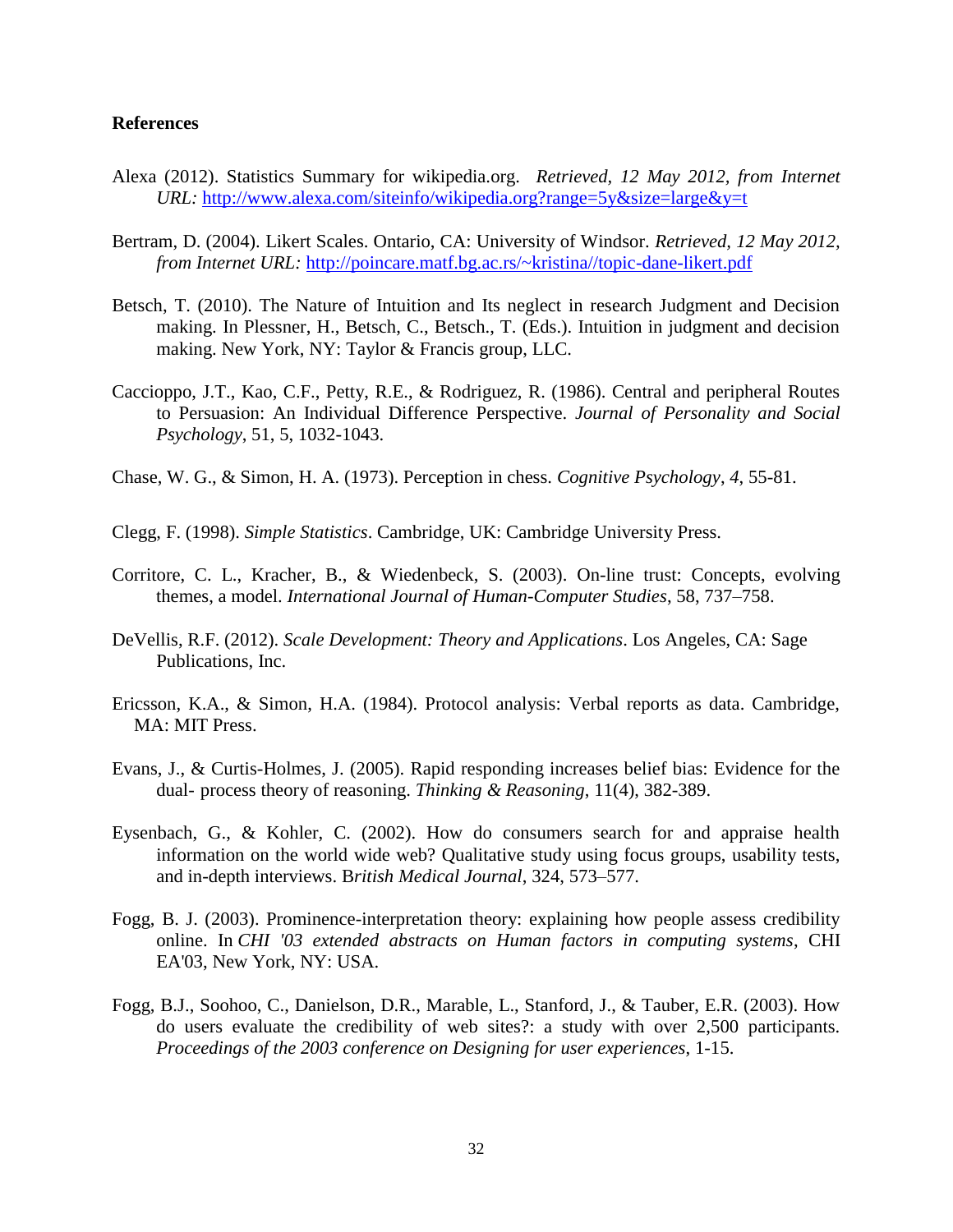**References**

Alexa (2012). Statistics Summary for wikipedia.org. *Retrieved, 12 May 2012, from Internet URL:* http://www.alexa.com/siteinfo/wikipedia.org?range=5y&size=large&y=t

Bertram, D. (2004). Likert Scales. Ontario, CA: University of Windsor. *Retrieved, 12 May 2012, from Internet URL:* http://poincare.matf.bg.ac.rs/~kristina//topic-dane-likert.pdf

Betsch, T. (2010). The Nature of Intuition and Its neglect in research Judgment and Decision making. In Plessner, H., Betsch, C., Betsch., T. (Eds.). Intuition in judgment and decision making. New York, NY: Taylor & Francis group, LLC.

Caccioppo, J.T., Kao, C.F., Petty, R.E., & Rodriguez, R. (1986). Central and peripheral Routes to Persuasion: An Individual Difference Perspective. *Journal of Personality and Social Psychology*, 51, 5, 1032-1043.

Chase, W. G., & Simon, H. A. (1973). Perception in chess. *Cognitive Psychology*, *4*, 55-81.

Clegg, F. (1998). *Simple Statistics*. Cambridge, UK: Cambridge University Press.

Corritore, C. L., Kracher, B., & Wiedenbeck, S. (2003). On-line trust: Concepts, evolving themes, a model. *International Journal of Human-Computer Studies*, 58, 737–758.

DeVellis, R.F. (2012). *Scale Development: Theory and Applications*. Los Angeles, CA: Sage Publications, Inc.

Ericsson, K.A., & Simon, H.A. (1984). Protocol analysis: Verbal reports as data. Cambridge, MA: MIT Press.

Evans, J., & Curtis-Holmes, J. (2005). Rapid responding increases belief bias: Evidence for the dual- process theory of reasoning. *Thinking & Reasoning*, 11(4), 382-389.

Eysenbach, G., & Kohler, C. (2002). How do consumers search for and appraise health information on the world wide web? Qualitative study using focus groups, usability tests, and in-depth interviews. B*ritish Medical Journal*, 324, 573–577.

Fogg, B. J. (2003). Prominence-interpretation theory: explaining how people assess credibility online. In *CHI '03 extended abstracts on Human factors in computing systems*, CHI EA'03, New York, NY: USA.

Fogg, B.J., Soohoo, C., Danielson, D.R., Marable, L., Stanford, J., & Tauber, E.R. (2003). How do users evaluate the credibility of web sites?: a study with over 2,500 participants. *Proceedings of the 2003 conference on Designing for user experiences*, 1-15.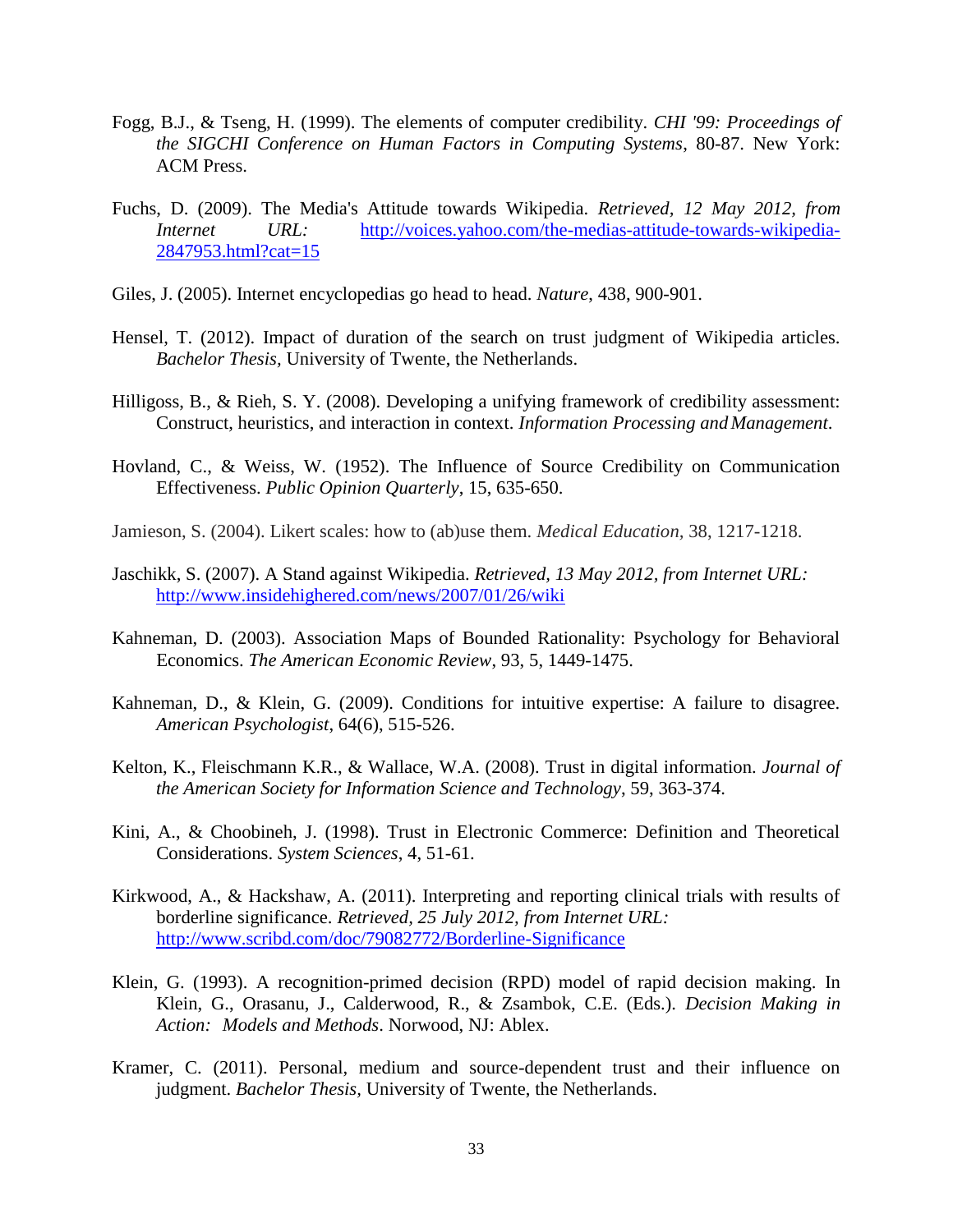Fogg, B.J., & Tseng, H. (1999). The elements of computer credibility. *CHI '99: Proceedings of the SIGCHI Conference on Human Factors in Computing Systems*, 80-87. New York: ACM Press.

Fuchs, D. (2009). The Media's Attitude towards Wikipedia. *Retrieved, 12 May 2012, from Internet URL:* http://voices.yahoo.com/the-medias-attitude-towards-wikipedia-2847953.html?cat=15

Giles, J. (2005). Internet encyclopedias go head to head. *Nature*, 438, 900-901.

Hensel, T. (2012). Impact of duration of the search on trust judgment of Wikipedia articles. *Bachelor Thesis,* University of Twente, the Netherlands.

Hilligoss, B., & Rieh, S. Y. (2008). Developing a unifying framework of credibility assessment: Construct, heuristics, and interaction in context. *Information Processing and Management*.

Hovland, C., & Weiss, W. (1952). The Influence of Source Credibility on Communication Effectiveness. *Public Opinion Quarterly*, 15, 635-650.

Jamieson, S. (2004). Likert scales: how to (ab)use them. *Medical Education*, 38, 1217-1218.

Jaschikk, S. (2007). A Stand against Wikipedia. *Retrieved, 13 May 2012, from Internet URL:* http://www.insidehighered.com/news/2007/01/26/wiki

Kahneman, D. (2003). Association Maps of Bounded Rationality: Psychology for Behavioral Economics. *The American Economic Review*, 93, 5, 1449-1475.

Kahneman, D., & Klein, G. (2009). Conditions for intuitive expertise: A failure to disagree. *American Psychologist*, 64(6), 515-526.

Kelton, K., Fleischmann K.R., & Wallace, W.A. (2008). Trust in digital information. *Journal of the American Society for Information Science and Technology*, 59, 363-374.

Kini, A., & Choobineh, J. (1998). Trust in Electronic Commerce: Definition and Theoretical Considerations. *System Sciences*, 4, 51-61.

Kirkwood, A., & Hackshaw, A. (2011). Interpreting and reporting clinical trials with results of borderline significance. *Retrieved, 25 July 2012, from Internet URL:* http://www.scribd.com/doc/79082772/Borderline-Significance

Klein, G. (1993). A recognition-primed decision (RPD) model of rapid decision making. In Klein, G., Orasanu, J., Calderwood, R., & Zsambok, C.E. (Eds.). *Decision Making in Action: Models and Methods*. Norwood, NJ: Ablex.

Kramer, C. (2011). Personal, medium and source-dependent trust and their influence on judgment. *Bachelor Thesis,* University of Twente, the Netherlands.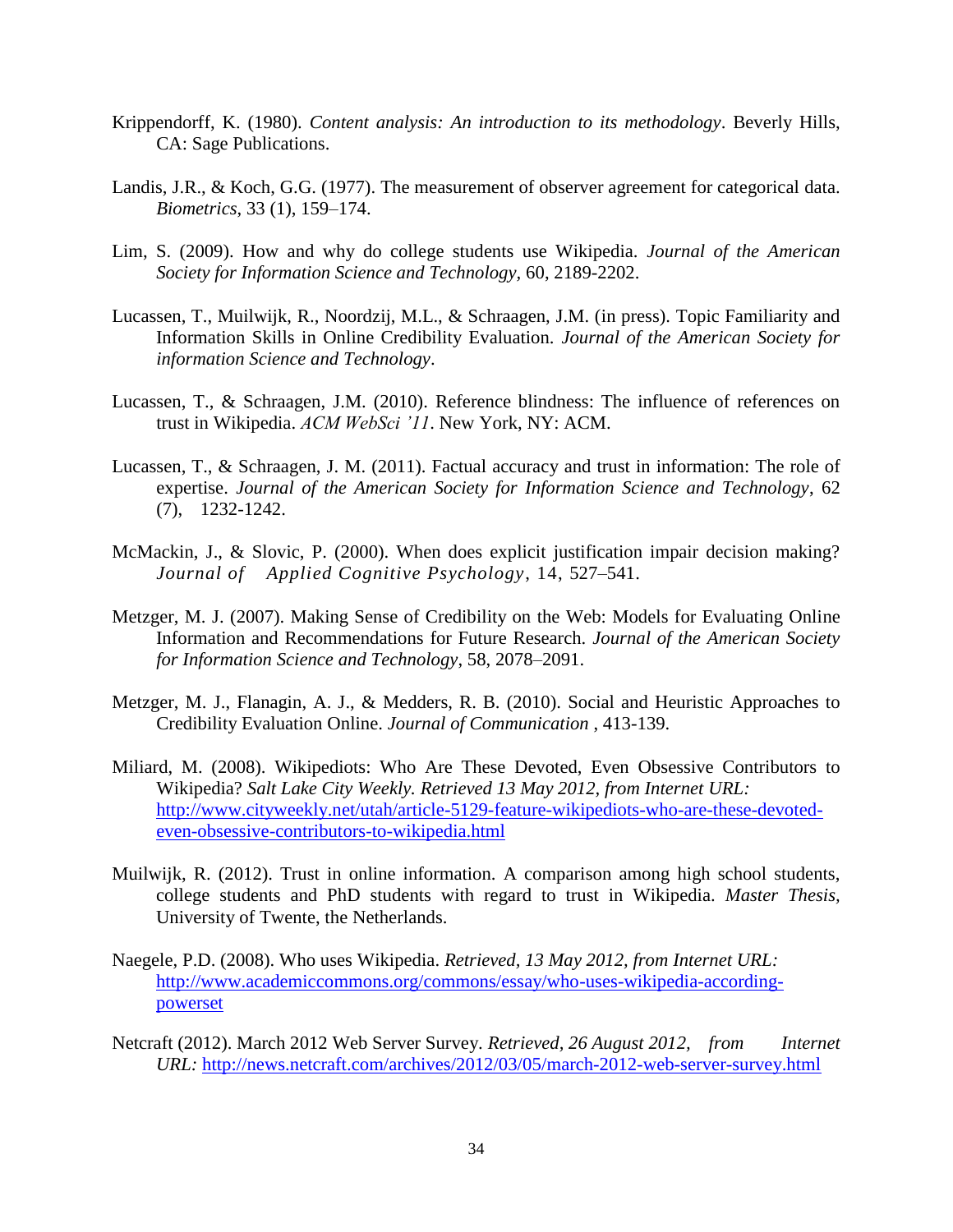Krippendorff, K. (1980). *Content analysis: An introduction to its methodology*. Beverly Hills, CA: Sage Publications.

Landis, J.R., & Koch, G.G. (1977). The measurement of observer agreement for categorical data. *Biometrics*, 33 (1), 159–174.

Lim, S. (2009). How and why do college students use Wikipedia. *Journal of the American Society for Information Science and Technology*, 60, 2189-2202.

Lucassen, T., Muilwijk, R., Noordzij, M.L., & Schraagen, J.M. (in press). Topic Familiarity and Information Skills in Online Credibility Evaluation. *Journal of the American Society for information Science and Technology*.

Lucassen, T., & Schraagen, J.M. (2010). Reference blindness: The influence of references on trust in Wikipedia. *ACM WebSci '11*. New York, NY: ACM.

Lucassen, T., & Schraagen, J. M. (2011). Factual accuracy and trust in information: The role of expertise. *Journal of the American Society for Information Science and Technology*, 62 (7), 1232-1242.

McMackin, J., & Slovic, P. (2000). When does explicit justification impair decision making? *Journal of Applied Cognitive Psychology*, 14, 527–541.

Metzger, M. J. (2007). Making Sense of Credibility on the Web: Models for Evaluating Online Information and Recommendations for Future Research. *Journal of the American Society for Information Science and Technology*, 58, 2078–2091.

Metzger, M. J., Flanagin, A. J., & Medders, R. B. (2010). Social and Heuristic Approaches to Credibility Evaluation Online. *Journal of Communication* , 413-139.

Miliard, M. (2008). Wikipediots: Who Are These Devoted, Even Obsessive Contributors to Wikipedia? *Salt Lake City Weekly. Retrieved 13 May 2012, from Internet URL:* http://www.cityweekly.net/utah/article-5129-feature-wikipediots-who-are-these-devoted-even-obsessive-contributors-to-wikipedia.html

Muilwijk, R. (2012). Trust in online information. A comparison among high school students, college students and PhD students with regard to trust in Wikipedia. *Master Thesis*, University of Twente, the Netherlands.

Naegele, P.D. (2008). Who uses Wikipedia. *Retrieved, 13 May 2012, from Internet URL:* http://www.academiccommons.org/commons/essay/who-uses-wikipedia-according-powerset

Netcraft (2012). March 2012 Web Server Survey. *Retrieved, 26 August 2012, from Internet URL:* http://news.netcraft.com/archives/2012/03/05/march-2012-web-server-survey.html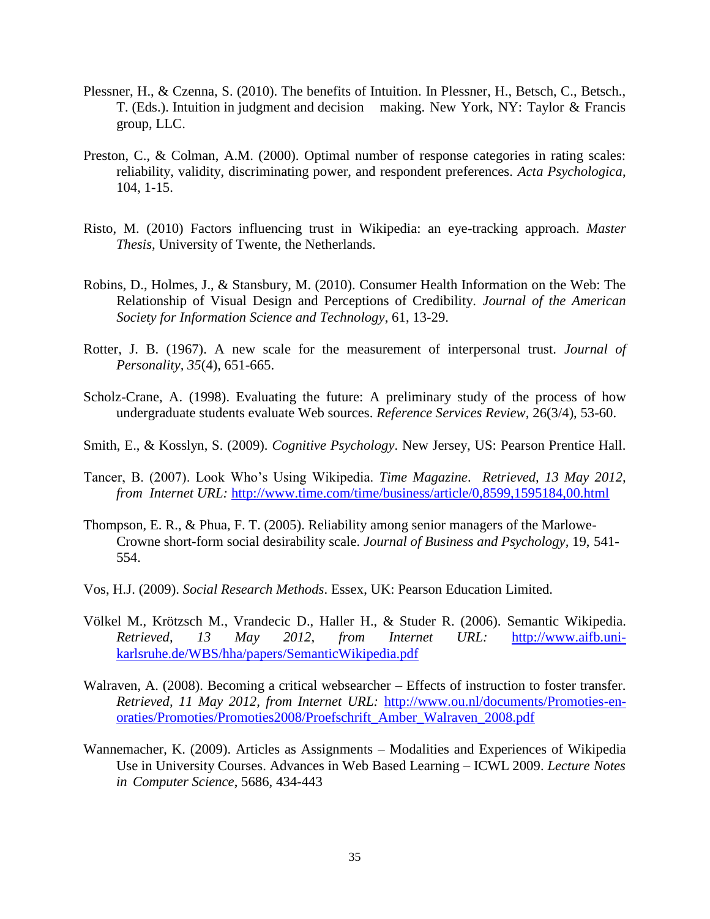Plessner, H., & Czenna, S. (2010). The benefits of Intuition. In Plessner, H., Betsch, C., Betsch., T. (Eds.). Intuition in judgment and decision making. New York, NY: Taylor & Francis group, LLC.

Preston, C., & Colman, A.M. (2000). Optimal number of response categories in rating scales: reliability, validity, discriminating power, and respondent preferences. *Acta Psychologica*, 104, 1-15.

Risto, M. (2010) Factors influencing trust in Wikipedia: an eye-tracking approach. *Master Thesis*, University of Twente, the Netherlands.

Robins, D., Holmes, J., & Stansbury, M. (2010). Consumer Health Information on the Web: The Relationship of Visual Design and Perceptions of Credibility. *Journal of the American Society for Information Science and Technology*, 61, 13-29.

Rotter, J. B. (1967). A new scale for the measurement of interpersonal trust. *Journal of Personality, 35*(4), 651-665.

Scholz-Crane, A. (1998). Evaluating the future: A preliminary study of the process of how undergraduate students evaluate Web sources. *Reference Services Review*, 26(3/4), 53-60.

Smith, E., & Kosslyn, S. (2009). *Cognitive Psychology*. New Jersey, US: Pearson Prentice Hall.

Tancer, B. (2007). Look Who's Using Wikipedia. *Time Magazine*. *Retrieved, 13 May 2012, from Internet URL:* http://www.time.com/time/business/article/0,8599,1595184,00.html

Thompson, E. R., & Phua, F. T. (2005). Reliability among senior managers of the Marlowe-Crowne short-form social desirability scale. *Journal of Business and Psychology,* 19, 541-554.

Vos, H.J. (2009). *Social Research Methods*. Essex, UK: Pearson Education Limited.

Völkel M., Krötzsch M., Vrandecic D., Haller H., & Studer R. (2006). Semantic Wikipedia. *Retrieved, 13 May 2012, from Internet URL:* http://www.aifb.uni-karlsruhe.de/WBS/hha/papers/SemanticWikipedia.pdf

Walraven, A. (2008). Becoming a critical websearcher – Effects of instruction to foster transfer. *Retrieved, 11 May 2012, from Internet URL:* http://www.ou.nl/documents/Promoties-en-oraties/Promoties/Promoties2008/Proefschrift_Amber_Walraven_2008.pdf

Wannemacher, K. (2009). Articles as Assignments – Modalities and Experiences of Wikipedia Use in University Courses. Advances in Web Based Learning – ICWL 2009. *Lecture Notes in Computer Science*, 5686, 434-443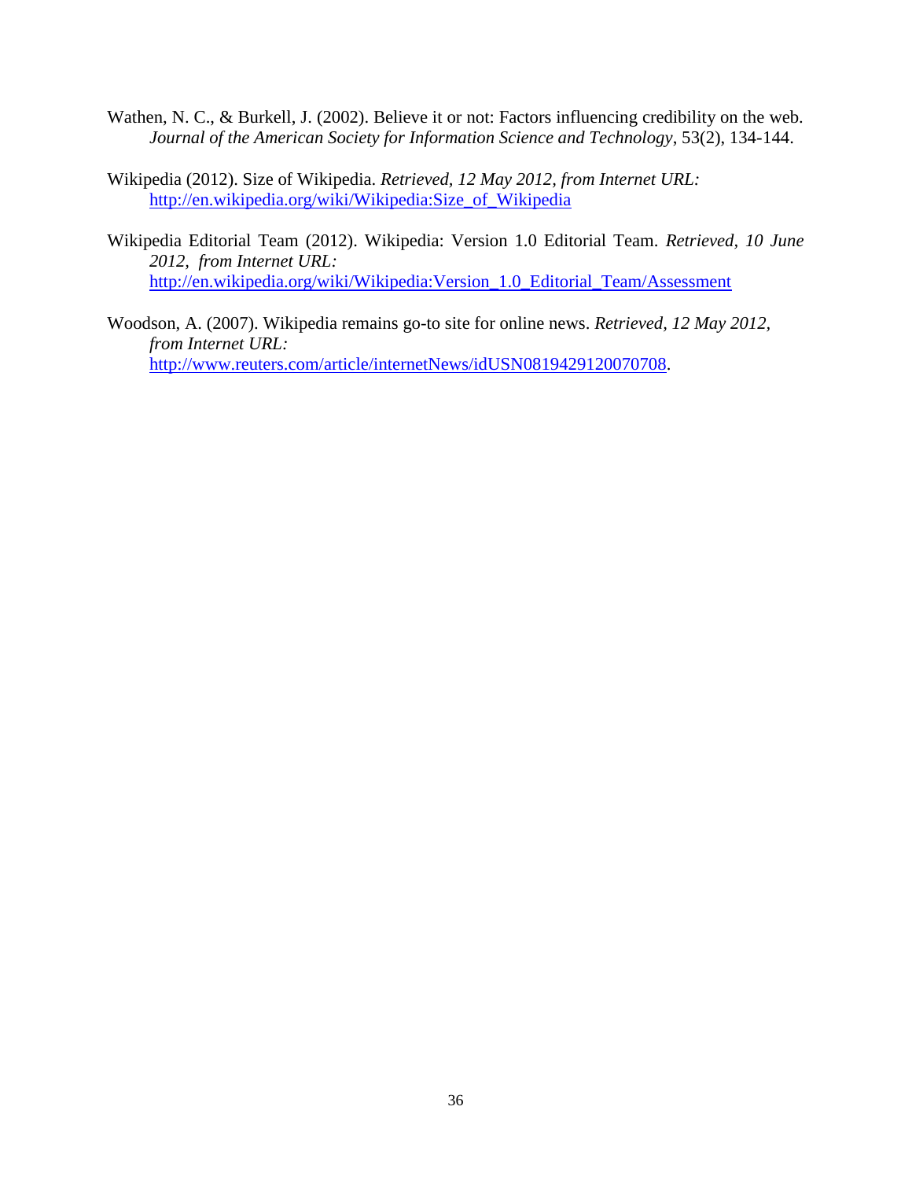Wathen, N. C., & Burkell, J. (2002). Believe it or not: Factors influencing credibility on the web. *Journal of the American Society for Information Science and Technology*, 53(2), 134-144.

Wikipedia (2012). Size of Wikipedia. *Retrieved, 12 May 2012, from Internet URL:* http://en.wikipedia.org/wiki/Wikipedia:Size_of_Wikipedia

Wikipedia Editorial Team (2012). Wikipedia: Version 1.0 Editorial Team. *Retrieved, 10 June 2012, from Internet URL:* http://en.wikipedia.org/wiki/Wikipedia:Version_1.0_Editorial_Team/Assessment

Woodson, A. (2007). Wikipedia remains go-to site for online news. *Retrieved, 12 May 2012, from Internet URL:* http://www.reuters.com/article/internetNews/idUSN0819429120070708.